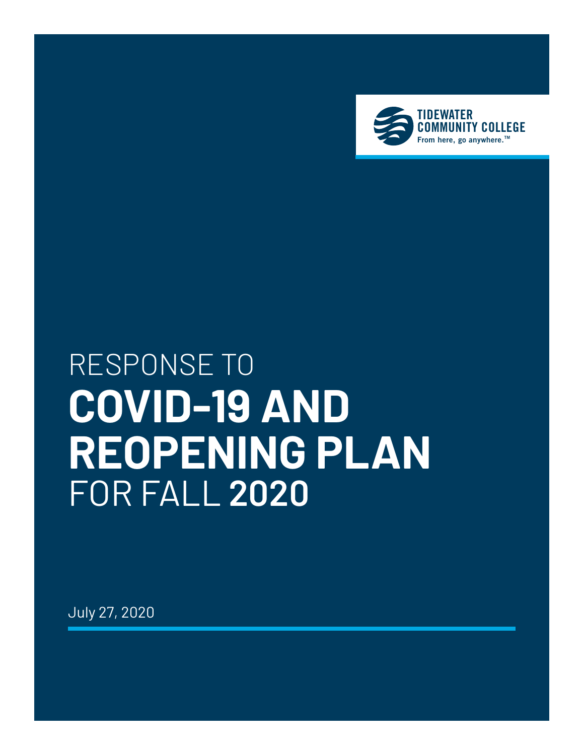TIDEWATER COMMUNITY COLLEGE

From here, go anywhere.™

# RESPONSE TO **COVID-19 AND REOPENING PLAN** FOR FALL **2020**

July 27, 2020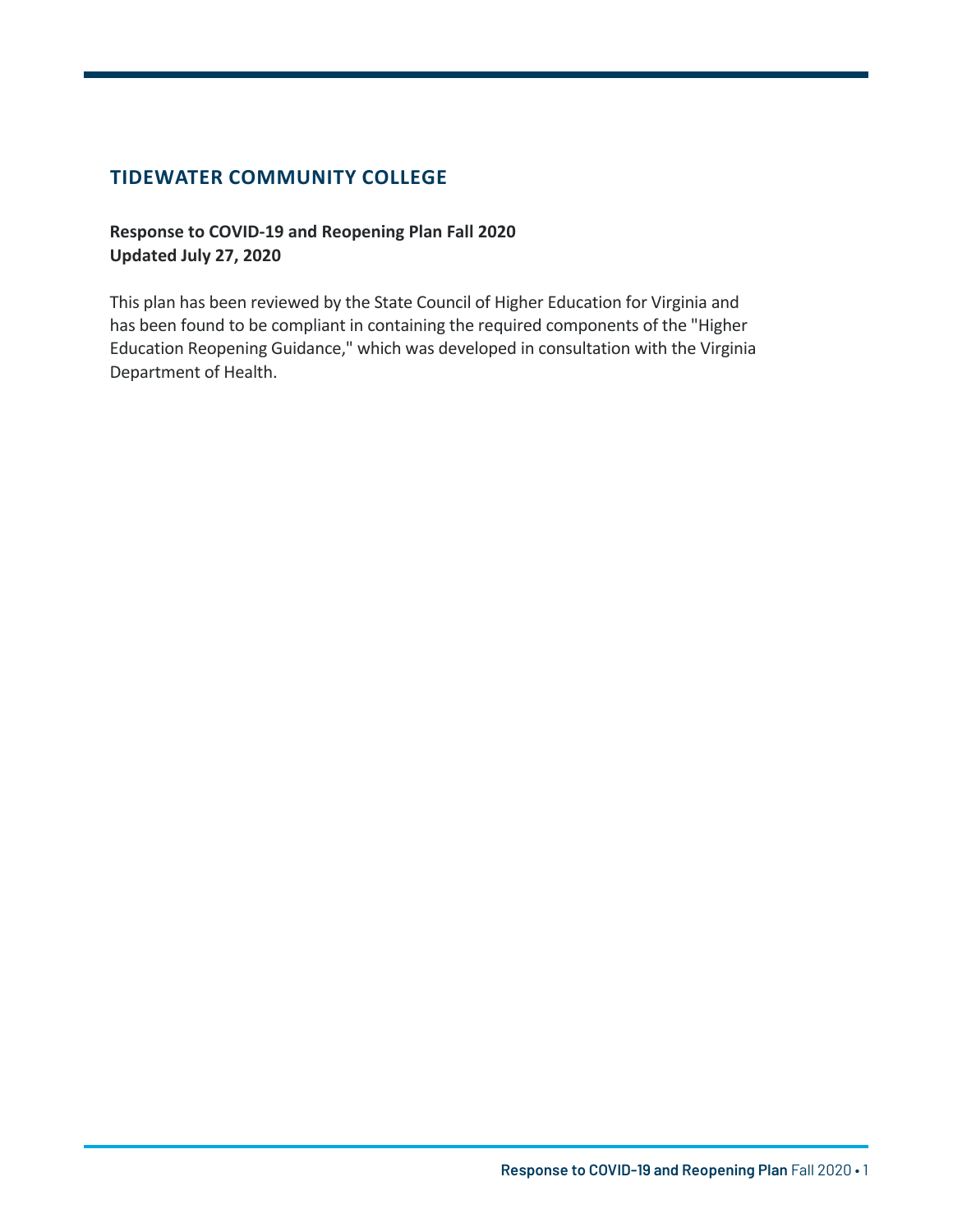# TIDEWATER COMMUNITY COLLEGE

**Response to COVID-19 and Reopening Plan Fall 2020**
**Updated July 27, 2020**

This plan has been reviewed by the State Council of Higher Education for Virginia and has been found to be compliant in containing the required components of the "Higher Education Reopening Guidance," which was developed in consultation with the Virginia Department of Health.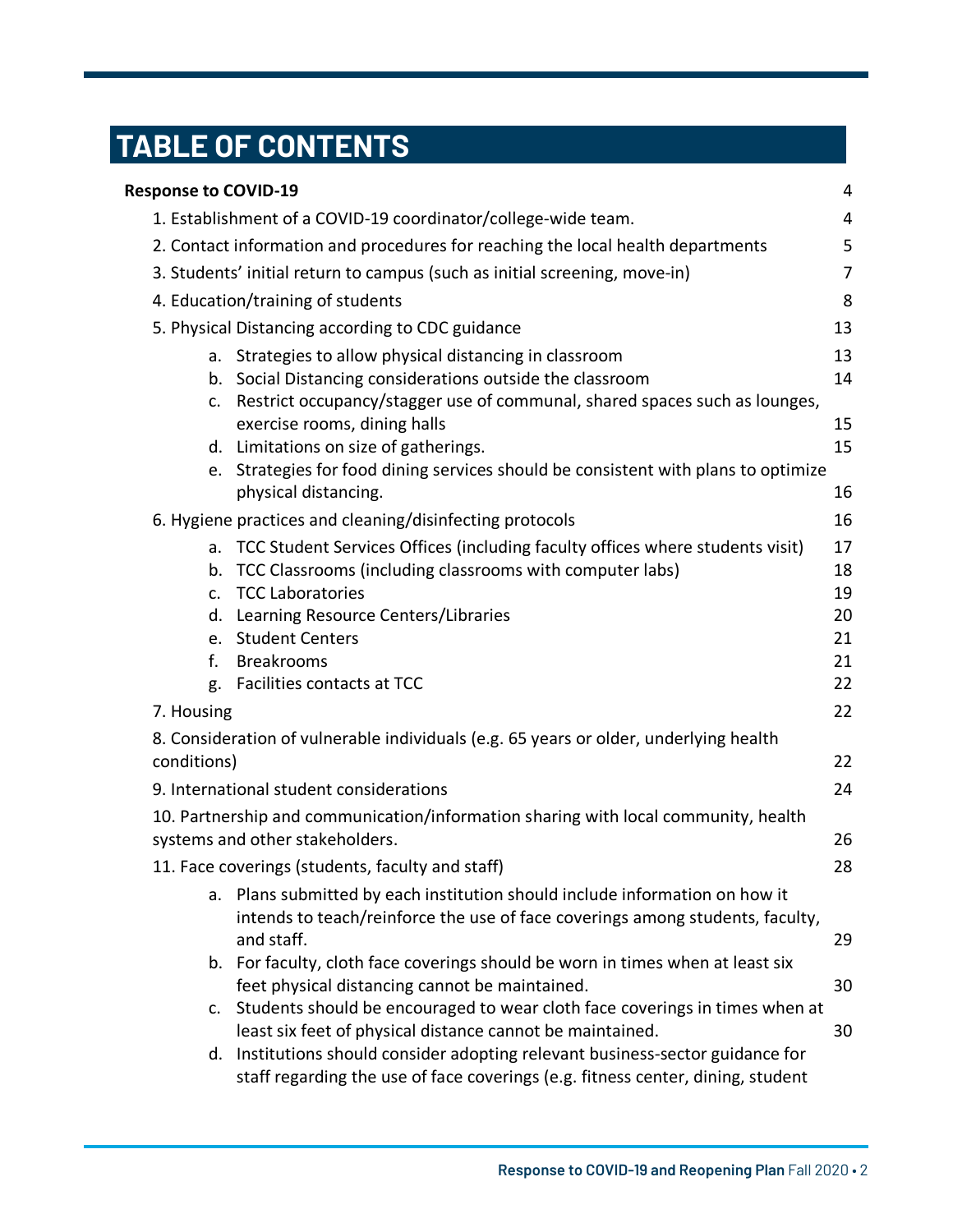# TABLE OF CONTENTS

| | |
|---|---|
| **Response to COVID-19** | 4 |
| 1. Establishment of a COVID-19 coordinator/college-wide team. | 4 |
| 2. Contact information and procedures for reaching the local health departments | 5 |
| 3. Students' initial return to campus (such as initial screening, move-in) | 7 |
| 4. Education/training of students | 8 |
| 5. Physical Distancing according to CDC guidance | 13 |
| a. Strategies to allow physical distancing in classroom | 13 |
| b. Social Distancing considerations outside the classroom | 14 |
| c. Restrict occupancy/stagger use of communal, shared spaces such as lounges, exercise rooms, dining halls | 15 |
| d. Limitations on size of gatherings. | 15 |
| e. Strategies for food dining services should be consistent with plans to optimize physical distancing. | 16 |
| 6. Hygiene practices and cleaning/disinfecting protocols | 16 |
| a. TCC Student Services Offices (including faculty offices where students visit) | 17 |
| b. TCC Classrooms (including classrooms with computer labs) | 18 |
| c. TCC Laboratories | 19 |
| d. Learning Resource Centers/Libraries | 20 |
| e. Student Centers | 21 |
| f. Breakrooms | 21 |
| g. Facilities contacts at TCC | 22 |
| 7. Housing | 22 |
| 8. Consideration of vulnerable individuals (e.g. 65 years or older, underlying health conditions) | 22 |
| 9. International student considerations | 24 |
| 10. Partnership and communication/information sharing with local community, health systems and other stakeholders. | 26 |
| 11. Face coverings (students, faculty and staff) | 28 |
| a. Plans submitted by each institution should include information on how it intends to teach/reinforce the use of face coverings among students, faculty, and staff. | 29 |
| b. For faculty, cloth face coverings should be worn in times when at least six feet physical distancing cannot be maintained. | 30 |
| c. Students should be encouraged to wear cloth face coverings in times when at least six feet of physical distance cannot be maintained. | 30 |
| d. Institutions should consider adopting relevant business-sector guidance for staff regarding the use of face coverings (e.g. fitness center, dining, student | |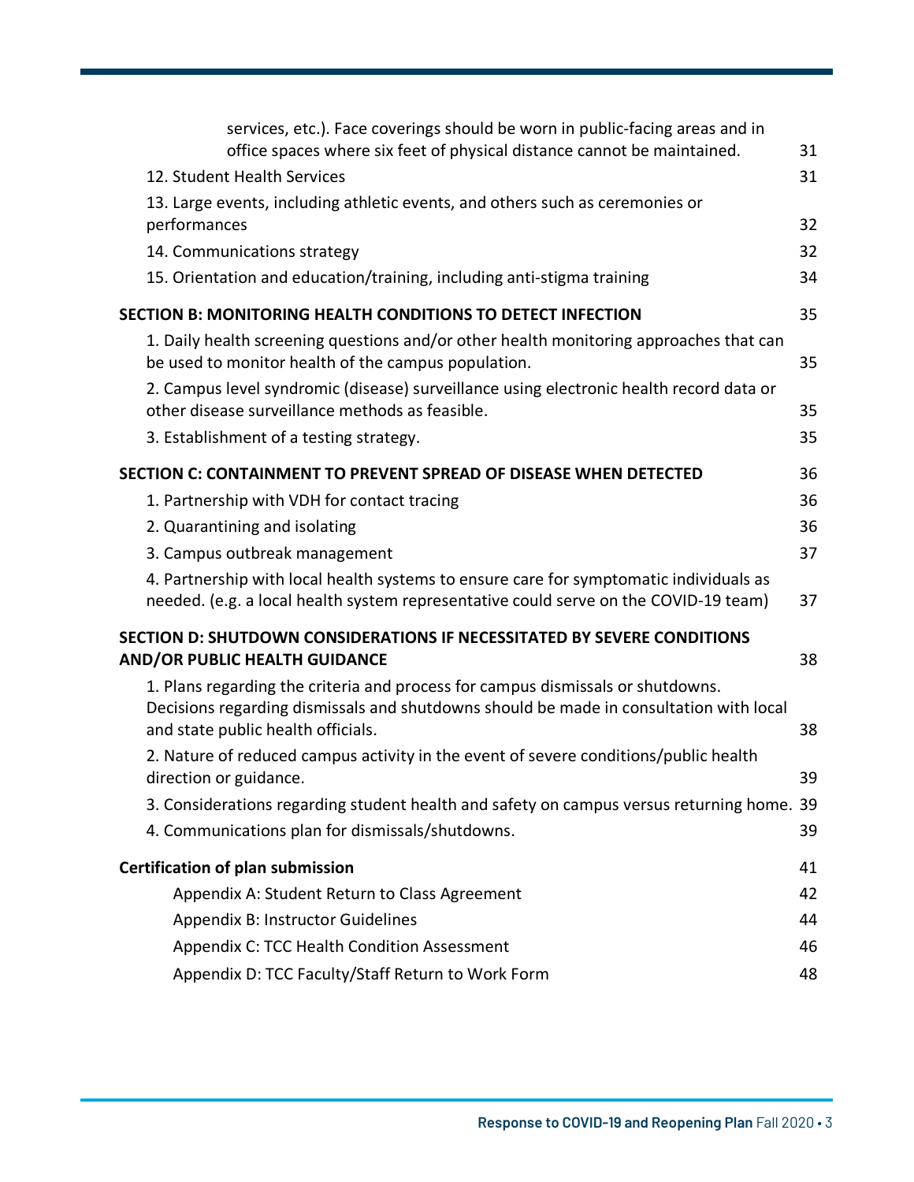services, etc.). Face coverings should be worn in public-facing areas and in office spaces where six feet of physical distance cannot be maintained. 31

12. Student Health Services 31

13. Large events, including athletic events, and others such as ceremonies or performances 32

14. Communications strategy 32

15. Orientation and education/training, including anti-stigma training 34

**SECTION B: MONITORING HEALTH CONDITIONS TO DETECT INFECTION** 35

1. Daily health screening questions and/or other health monitoring approaches that can be used to monitor health of the campus population. 35

2. Campus level syndromic (disease) surveillance using electronic health record data or other disease surveillance methods as feasible. 35

3. Establishment of a testing strategy. 35

**SECTION C: CONTAINMENT TO PREVENT SPREAD OF DISEASE WHEN DETECTED** 36

1. Partnership with VDH for contact tracing 36

2. Quarantining and isolating 36

3. Campus outbreak management 37

4. Partnership with local health systems to ensure care for symptomatic individuals as needed. (e.g. a local health system representative could serve on the COVID-19 team) 37

**SECTION D: SHUTDOWN CONSIDERATIONS IF NECESSITATED BY SEVERE CONDITIONS AND/OR PUBLIC HEALTH GUIDANCE** 38

1. Plans regarding the criteria and process for campus dismissals or shutdowns. Decisions regarding dismissals and shutdowns should be made in consultation with local and state public health officials. 38

2. Nature of reduced campus activity in the event of severe conditions/public health direction or guidance. 39

3. Considerations regarding student health and safety on campus versus returning home. 39

4. Communications plan for dismissals/shutdowns. 39

**Certification of plan submission** 41

Appendix A: Student Return to Class Agreement 42

Appendix B: Instructor Guidelines 44

Appendix C: TCC Health Condition Assessment 46

Appendix D: TCC Faculty/Staff Return to Work Form 48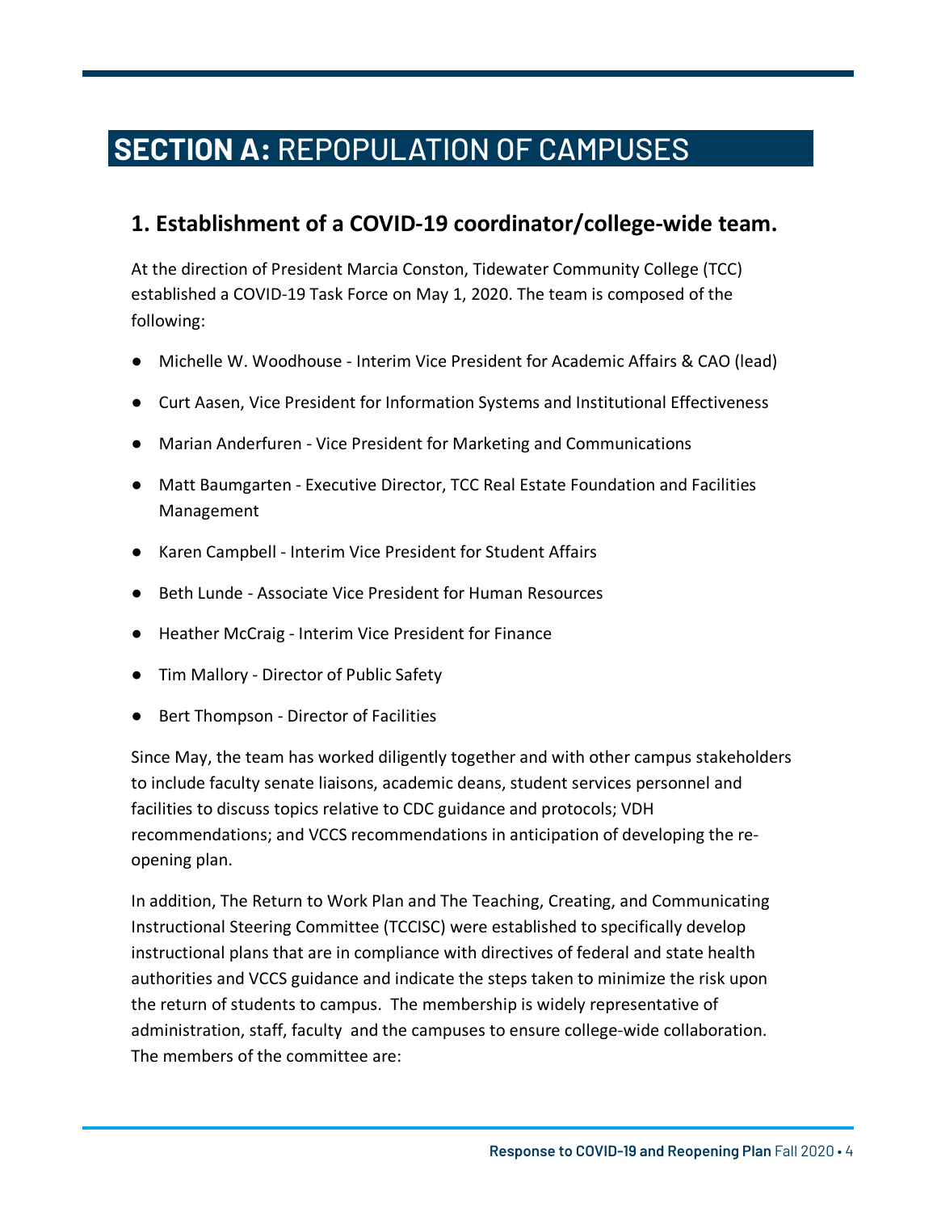# SECTION A: REPOPULATION OF CAMPUSES

## 1. Establishment of a COVID-19 coordinator/college-wide team.

At the direction of President Marcia Conston, Tidewater Community College (TCC) established a COVID-19 Task Force on May 1, 2020. The team is composed of the following:

- Michelle W. Woodhouse - Interim Vice President for Academic Affairs & CAO (lead)
- Curt Aasen, Vice President for Information Systems and Institutional Effectiveness
- Marian Anderfuren - Vice President for Marketing and Communications
- Matt Baumgarten - Executive Director, TCC Real Estate Foundation and Facilities Management
- Karen Campbell - Interim Vice President for Student Affairs
- Beth Lunde - Associate Vice President for Human Resources
- Heather McCraig - Interim Vice President for Finance
- Tim Mallory - Director of Public Safety
- Bert Thompson - Director of Facilities

Since May, the team has worked diligently together and with other campus stakeholders to include faculty senate liaisons, academic deans, student services personnel and facilities to discuss topics relative to CDC guidance and protocols; VDH recommendations; and VCCS recommendations in anticipation of developing the re-opening plan.

In addition, The Return to Work Plan and The Teaching, Creating, and Communicating Instructional Steering Committee (TCCISC) were established to specifically develop instructional plans that are in compliance with directives of federal and state health authorities and VCCS guidance and indicate the steps taken to minimize the risk upon the return of students to campus. The membership is widely representative of administration, staff, faculty and the campuses to ensure college-wide collaboration. The members of the committee are: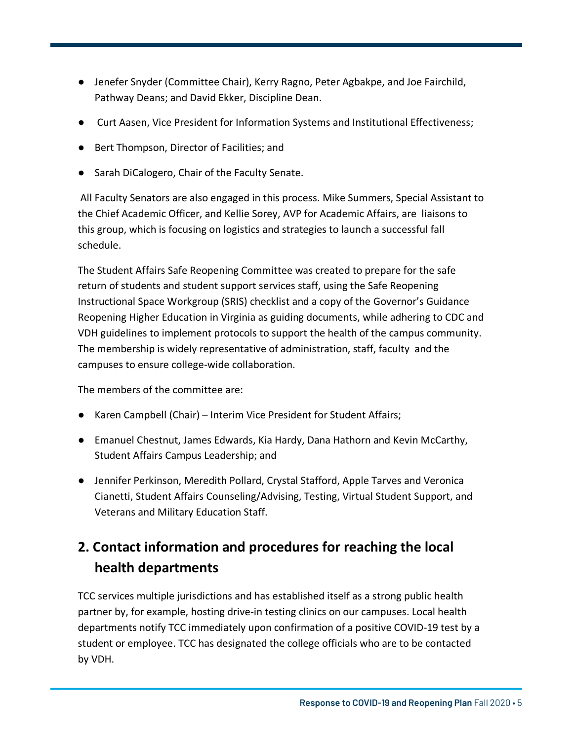- Jenefer Snyder (Committee Chair), Kerry Ragno, Peter Agbakpe, and Joe Fairchild, Pathway Deans; and David Ekker, Discipline Dean.
- Curt Aasen, Vice President for Information Systems and Institutional Effectiveness;
- Bert Thompson, Director of Facilities; and
- Sarah DiCalogero, Chair of the Faculty Senate.

All Faculty Senators are also engaged in this process. Mike Summers, Special Assistant to the Chief Academic Officer, and Kellie Sorey, AVP for Academic Affairs, are liaisons to this group, which is focusing on logistics and strategies to launch a successful fall schedule.

The Student Affairs Safe Reopening Committee was created to prepare for the safe return of students and student support services staff, using the Safe Reopening Instructional Space Workgroup (SRIS) checklist and a copy of the Governor's Guidance Reopening Higher Education in Virginia as guiding documents, while adhering to CDC and VDH guidelines to implement protocols to support the health of the campus community. The membership is widely representative of administration, staff, faculty and the campuses to ensure college-wide collaboration.

The members of the committee are:

- Karen Campbell (Chair) – Interim Vice President for Student Affairs;
- Emanuel Chestnut, James Edwards, Kia Hardy, Dana Hathorn and Kevin McCarthy, Student Affairs Campus Leadership; and
- Jennifer Perkinson, Meredith Pollard, Crystal Stafford, Apple Tarves and Veronica Cianetti, Student Affairs Counseling/Advising, Testing, Virtual Student Support, and Veterans and Military Education Staff.

## 2. Contact information and procedures for reaching the local health departments

TCC services multiple jurisdictions and has established itself as a strong public health partner by, for example, hosting drive-in testing clinics on our campuses. Local health departments notify TCC immediately upon confirmation of a positive COVID-19 test by a student or employee. TCC has designated the college officials who are to be contacted by VDH.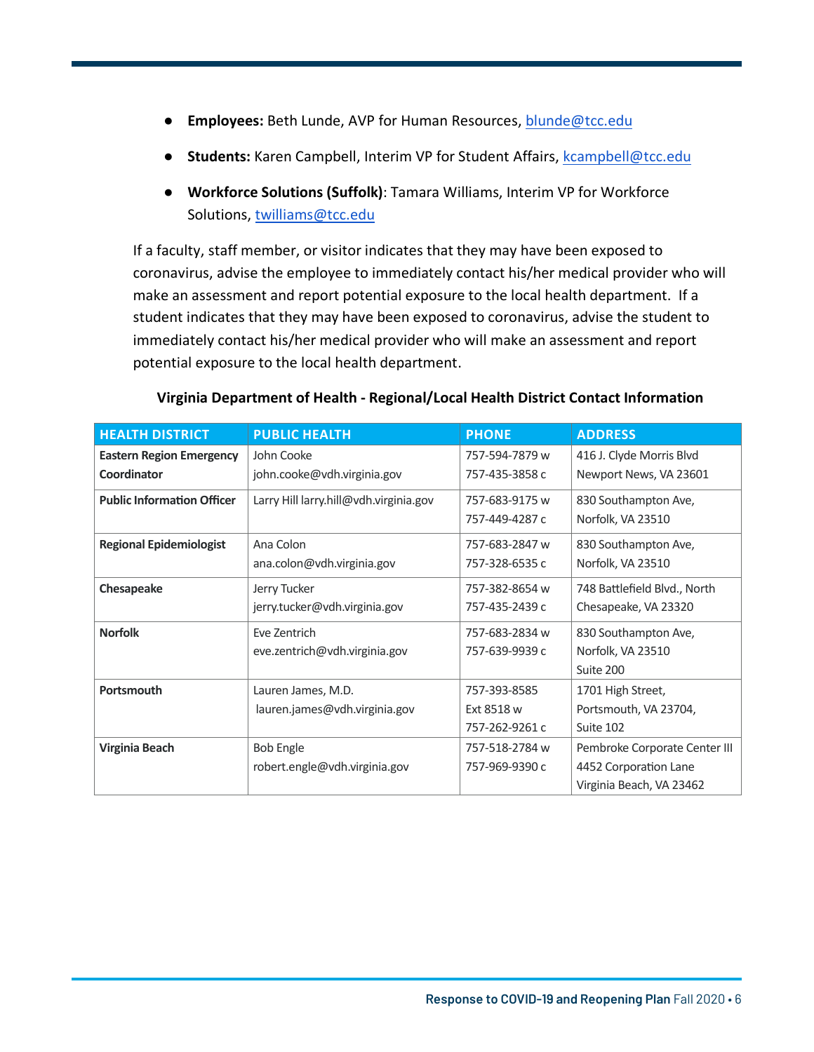- **Employees:** Beth Lunde, AVP for Human Resources, blunde@tcc.edu
- **Students:** Karen Campbell, Interim VP for Student Affairs, kcampbell@tcc.edu
- **Workforce Solutions (Suffolk)**: Tamara Williams, Interim VP for Workforce Solutions, twilliams@tcc.edu

If a faculty, staff member, or visitor indicates that they may have been exposed to coronavirus, advise the employee to immediately contact his/her medical provider who will make an assessment and report potential exposure to the local health department. If a student indicates that they may have been exposed to coronavirus, advise the student to immediately contact his/her medical provider who will make an assessment and report potential exposure to the local health department.

**Virginia Department of Health - Regional/Local Health District Contact Information**

| HEALTH DISTRICT | PUBLIC HEALTH | PHONE | ADDRESS |
|---|---|---|---|
| **Eastern Region Emergency Coordinator** | John Cooke john.cooke@vdh.virginia.gov | 757-594-7879 w 757-435-3858 c | 416 J. Clyde Morris Blvd Newport News, VA 23601 |
| **Public Information Officer** | Larry Hill larry.hill@vdh.virginia.gov | 757-683-9175 w 757-449-4287 c | 830 Southampton Ave, Norfolk, VA 23510 |
| **Regional Epidemiologist** | Ana Colon ana.colon@vdh.virginia.gov | 757-683-2847 w 757-328-6535 c | 830 Southampton Ave, Norfolk, VA 23510 |
| **Chesapeake** | Jerry Tucker jerry.tucker@vdh.virginia.gov | 757-382-8654 w 757-435-2439 c | 748 Battlefield Blvd., North Chesapeake, VA 23320 |
| **Norfolk** | Eve Zentrich eve.zentrich@vdh.virginia.gov | 757-683-2834 w 757-639-9939 c | 830 Southampton Ave, Norfolk, VA 23510 Suite 200 |
| **Portsmouth** | Lauren James, M.D. lauren.james@vdh.virginia.gov | 757-393-8585 Ext 8518 w 757-262-9261 c | 1701 High Street, Portsmouth, VA 23704, Suite 102 |
| **Virginia Beach** | Bob Engle robert.engle@vdh.virginia.gov | 757-518-2784 w 757-969-9390 c | Pembroke Corporate Center III 4452 Corporation Lane Virginia Beach, VA 23462 |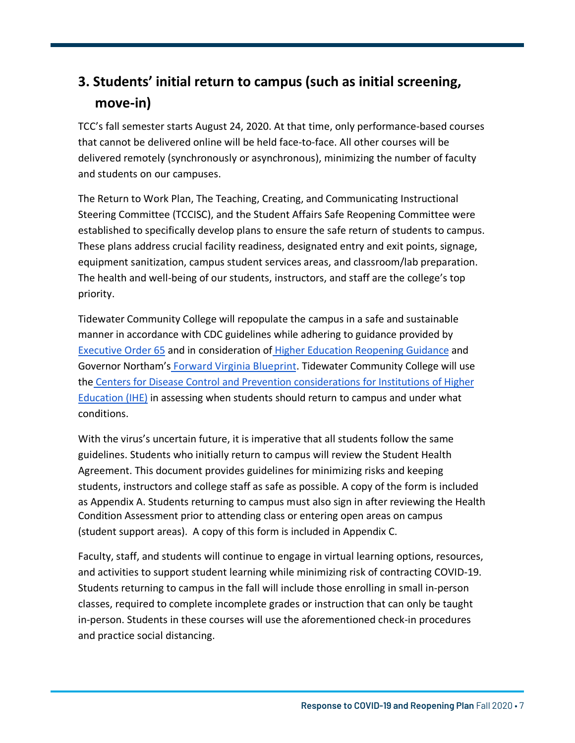## 3. Students' initial return to campus (such as initial screening, move-in)

TCC's fall semester starts August 24, 2020. At that time, only performance-based courses that cannot be delivered online will be held face-to-face. All other courses will be delivered remotely (synchronously or asynchronous), minimizing the number of faculty and students on our campuses.

The Return to Work Plan, The Teaching, Creating, and Communicating Instructional Steering Committee (TCCISC), and the Student Affairs Safe Reopening Committee were established to specifically develop plans to ensure the safe return of students to campus. These plans address crucial facility readiness, designated entry and exit points, signage, equipment sanitization, campus student services areas, and classroom/lab preparation. The health and well-being of our students, instructors, and staff are the college's top priority.

Tidewater Community College will repopulate the campus in a safe and sustainable manner in accordance with CDC guidelines while adhering to guidance provided by Executive Order 65 and in consideration of Higher Education Reopening Guidance and Governor Northam's Forward Virginia Blueprint. Tidewater Community College will use the Centers for Disease Control and Prevention considerations for Institutions of Higher Education (IHE) in assessing when students should return to campus and under what conditions.

With the virus's uncertain future, it is imperative that all students follow the same guidelines. Students who initially return to campus will review the Student Health Agreement. This document provides guidelines for minimizing risks and keeping students, instructors and college staff as safe as possible. A copy of the form is included as Appendix A. Students returning to campus must also sign in after reviewing the Health Condition Assessment prior to attending class or entering open areas on campus (student support areas). A copy of this form is included in Appendix C.

Faculty, staff, and students will continue to engage in virtual learning options, resources, and activities to support student learning while minimizing risk of contracting COVID-19. Students returning to campus in the fall will include those enrolling in small in-person classes, required to complete incomplete grades or instruction that can only be taught in-person. Students in these courses will use the aforementioned check-in procedures and practice social distancing.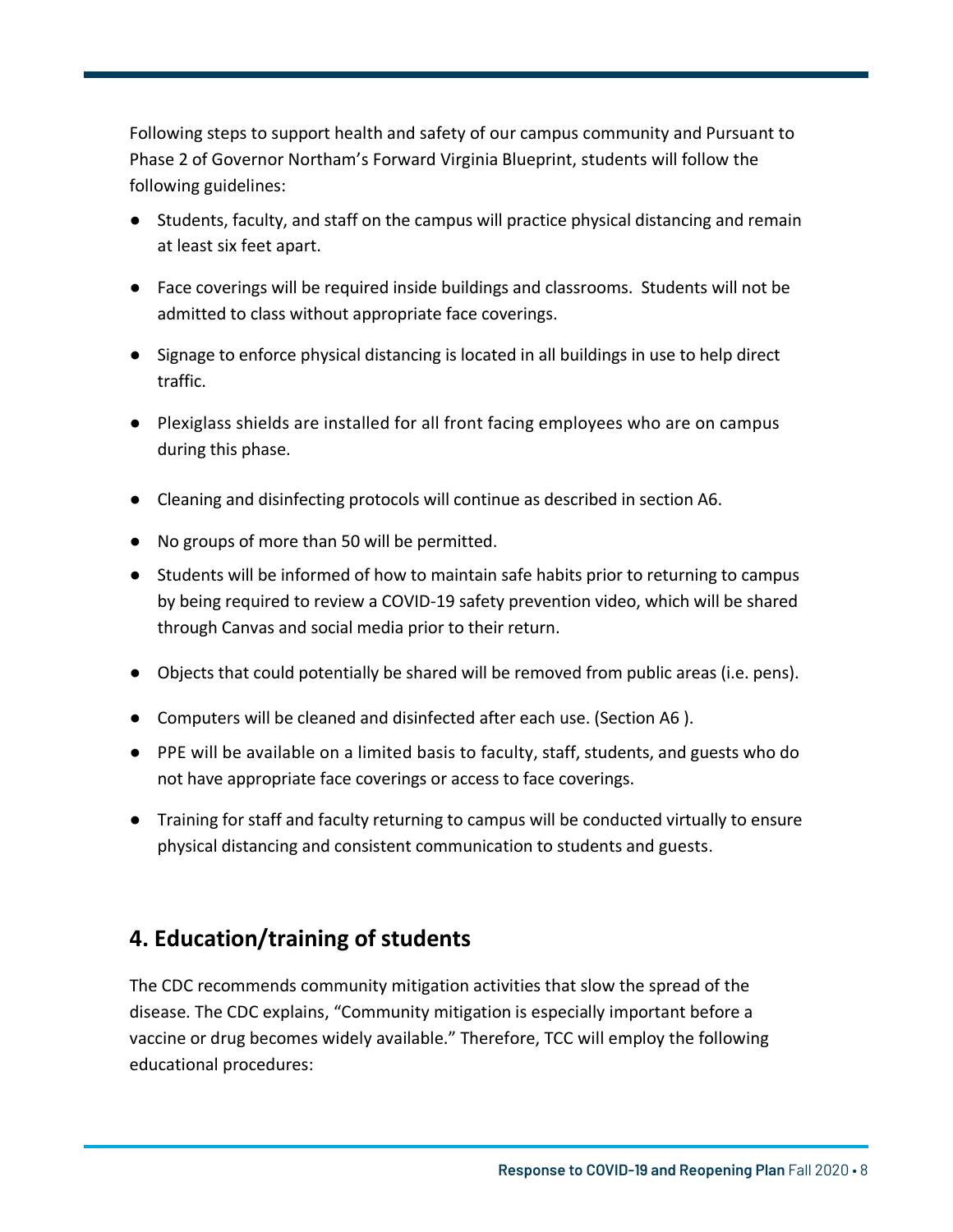Following steps to support health and safety of our campus community and Pursuant to Phase 2 of Governor Northam's Forward Virginia Blueprint, students will follow the following guidelines:

- Students, faculty, and staff on the campus will practice physical distancing and remain at least six feet apart.
- Face coverings will be required inside buildings and classrooms. Students will not be admitted to class without appropriate face coverings.
- Signage to enforce physical distancing is located in all buildings in use to help direct traffic.
- Plexiglass shields are installed for all front facing employees who are on campus during this phase.
- Cleaning and disinfecting protocols will continue as described in section A6.
- No groups of more than 50 will be permitted.
- Students will be informed of how to maintain safe habits prior to returning to campus by being required to review a COVID-19 safety prevention video, which will be shared through Canvas and social media prior to their return.
- Objects that could potentially be shared will be removed from public areas (i.e. pens).
- Computers will be cleaned and disinfected after each use. (Section A6 ).
- PPE will be available on a limited basis to faculty, staff, students, and guests who do not have appropriate face coverings or access to face coverings.
- Training for staff and faculty returning to campus will be conducted virtually to ensure physical distancing and consistent communication to students and guests.

## 4. Education/training of students

The CDC recommends community mitigation activities that slow the spread of the disease. The CDC explains, "Community mitigation is especially important before a vaccine or drug becomes widely available." Therefore, TCC will employ the following educational procedures: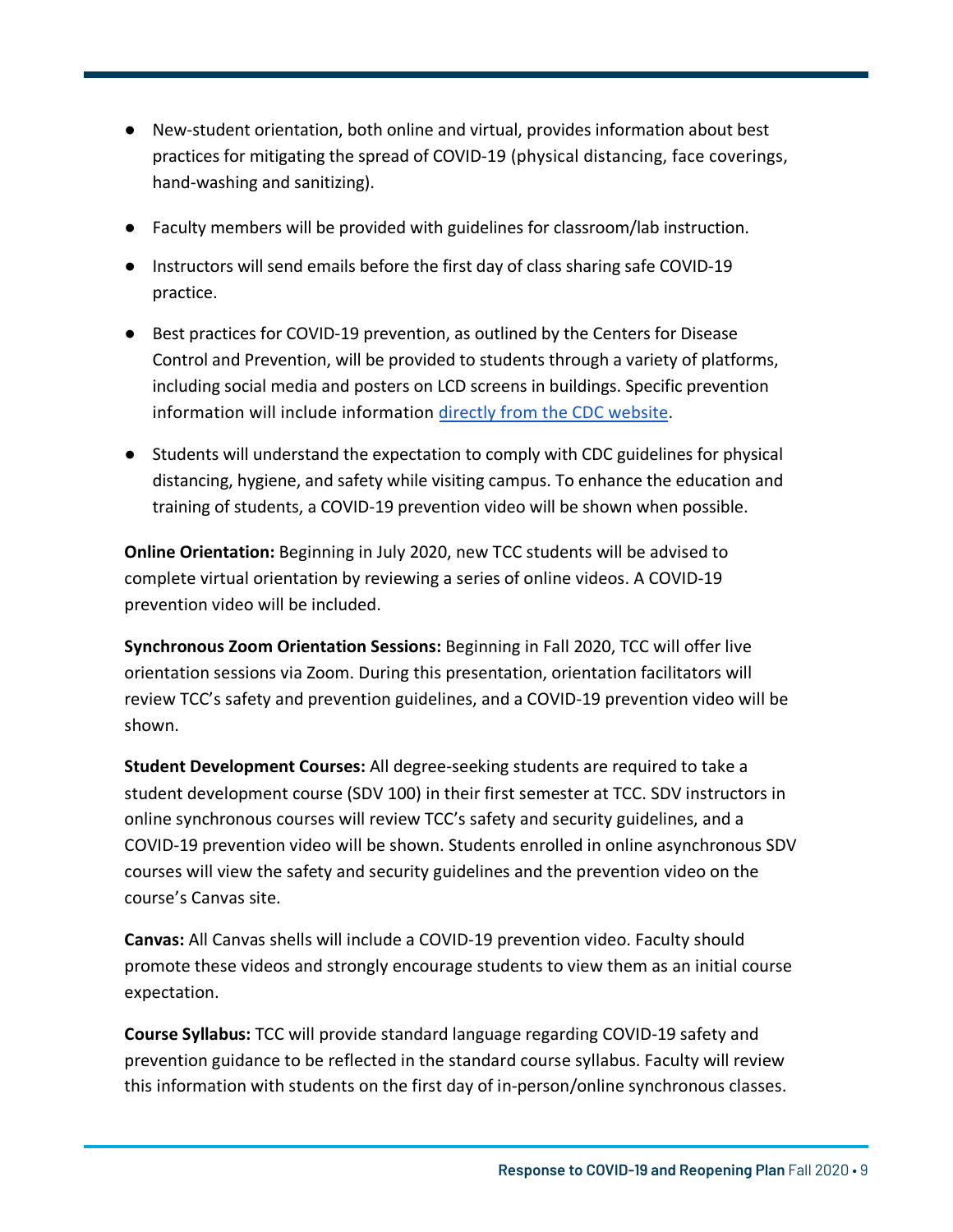- New-student orientation, both online and virtual, provides information about best practices for mitigating the spread of COVID-19 (physical distancing, face coverings, hand-washing and sanitizing).
- Faculty members will be provided with guidelines for classroom/lab instruction.
- Instructors will send emails before the first day of class sharing safe COVID-19 practice.
- Best practices for COVID-19 prevention, as outlined by the Centers for Disease Control and Prevention, will be provided to students through a variety of platforms, including social media and posters on LCD screens in buildings. Specific prevention information will include information directly from the CDC website.
- Students will understand the expectation to comply with CDC guidelines for physical distancing, hygiene, and safety while visiting campus. To enhance the education and training of students, a COVID-19 prevention video will be shown when possible.

**Online Orientation:** Beginning in July 2020, new TCC students will be advised to complete virtual orientation by reviewing a series of online videos. A COVID-19 prevention video will be included.

**Synchronous Zoom Orientation Sessions:** Beginning in Fall 2020, TCC will offer live orientation sessions via Zoom. During this presentation, orientation facilitators will review TCC's safety and prevention guidelines, and a COVID-19 prevention video will be shown.

**Student Development Courses:** All degree-seeking students are required to take a student development course (SDV 100) in their first semester at TCC. SDV instructors in online synchronous courses will review TCC's safety and security guidelines, and a COVID-19 prevention video will be shown. Students enrolled in online asynchronous SDV courses will view the safety and security guidelines and the prevention video on the course's Canvas site.

**Canvas:** All Canvas shells will include a COVID-19 prevention video. Faculty should promote these videos and strongly encourage students to view them as an initial course expectation.

**Course Syllabus:** TCC will provide standard language regarding COVID-19 safety and prevention guidance to be reflected in the standard course syllabus. Faculty will review this information with students on the first day of in-person/online synchronous classes.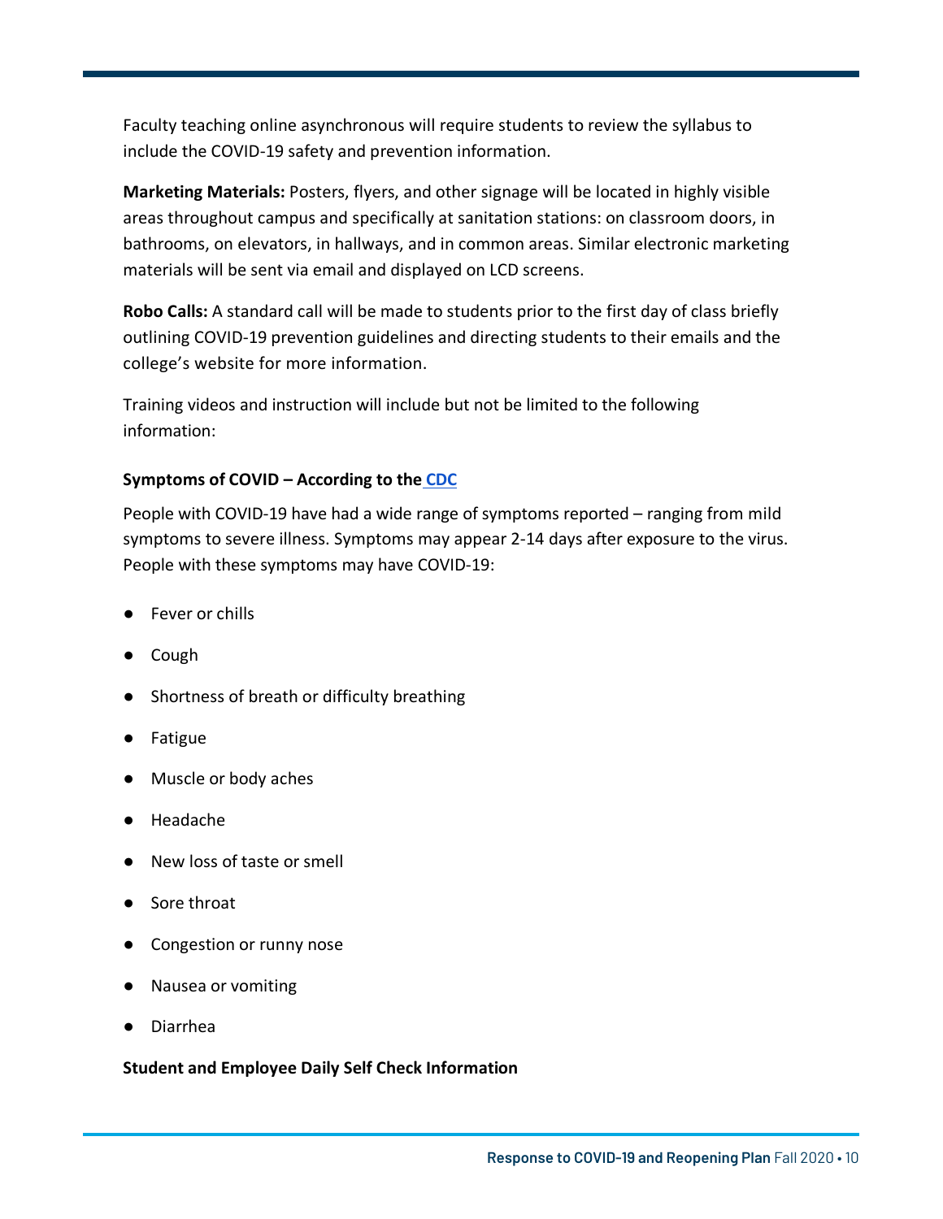Faculty teaching online asynchronous will require students to review the syllabus to include the COVID-19 safety and prevention information.

**Marketing Materials:** Posters, flyers, and other signage will be located in highly visible areas throughout campus and specifically at sanitation stations: on classroom doors, in bathrooms, on elevators, in hallways, and in common areas. Similar electronic marketing materials will be sent via email and displayed on LCD screens.

**Robo Calls:** A standard call will be made to students prior to the first day of class briefly outlining COVID-19 prevention guidelines and directing students to their emails and the college's website for more information.

Training videos and instruction will include but not be limited to the following information:

**Symptoms of COVID – According to the CDC**

People with COVID-19 have had a wide range of symptoms reported – ranging from mild symptoms to severe illness. Symptoms may appear 2-14 days after exposure to the virus. People with these symptoms may have COVID-19:

- Fever or chills
- Cough
- Shortness of breath or difficulty breathing
- Fatigue
- Muscle or body aches
- Headache
- New loss of taste or smell
- Sore throat
- Congestion or runny nose
- Nausea or vomiting
- Diarrhea

**Student and Employee Daily Self Check Information**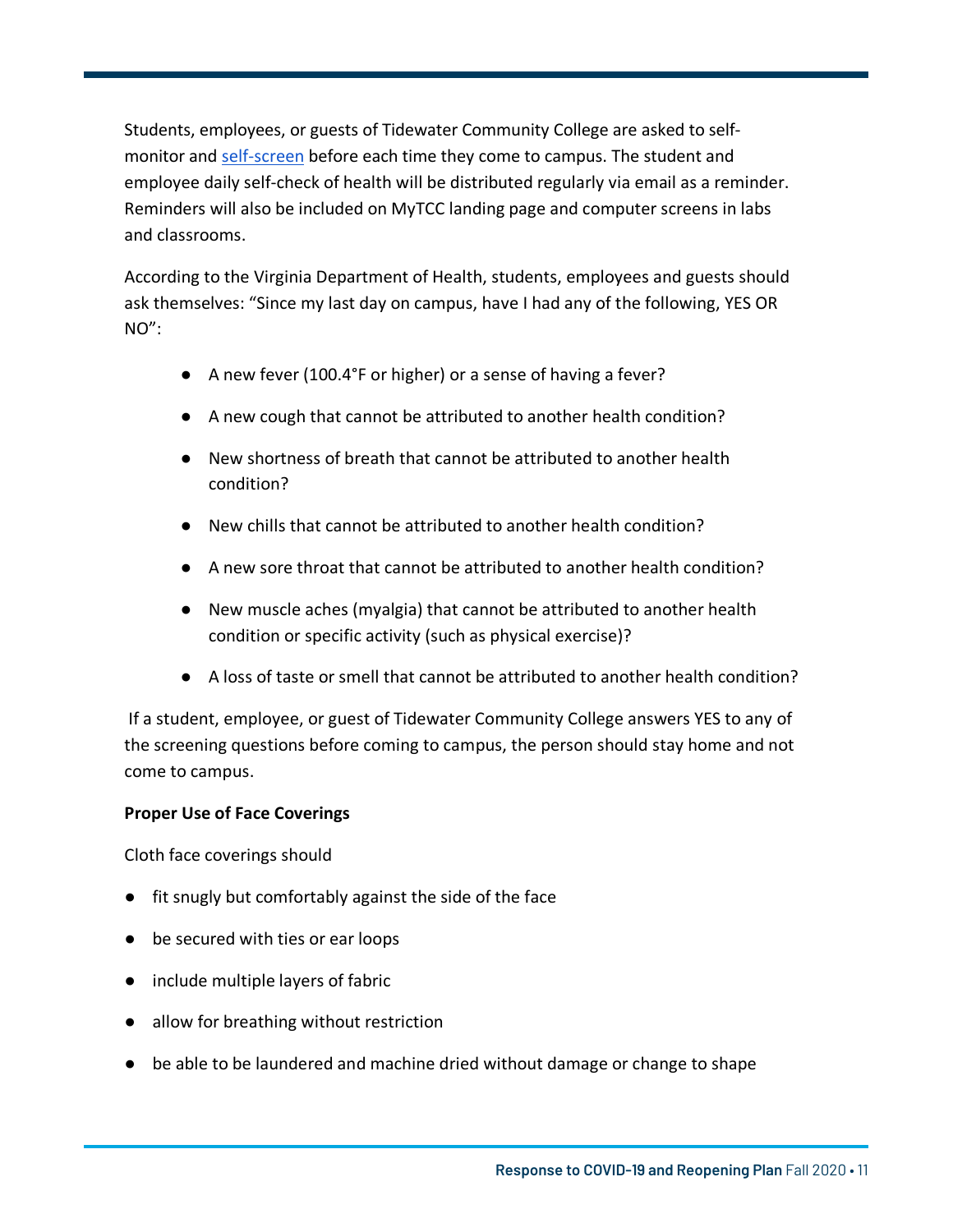Students, employees, or guests of Tidewater Community College are asked to self-monitor and self-screen before each time they come to campus. The student and employee daily self-check of health will be distributed regularly via email as a reminder. Reminders will also be included on MyTCC landing page and computer screens in labs and classrooms.

According to the Virginia Department of Health, students, employees and guests should ask themselves: "Since my last day on campus, have I had any of the following, YES OR NO":

- A new fever (100.4°F or higher) or a sense of having a fever?
- A new cough that cannot be attributed to another health condition?
- New shortness of breath that cannot be attributed to another health condition?
- New chills that cannot be attributed to another health condition?
- A new sore throat that cannot be attributed to another health condition?
- New muscle aches (myalgia) that cannot be attributed to another health condition or specific activity (such as physical exercise)?
- A loss of taste or smell that cannot be attributed to another health condition?

If a student, employee, or guest of Tidewater Community College answers YES to any of the screening questions before coming to campus, the person should stay home and not come to campus.

**Proper Use of Face Coverings**

Cloth face coverings should

- fit snugly but comfortably against the side of the face
- be secured with ties or ear loops
- include multiple layers of fabric
- allow for breathing without restriction
- be able to be laundered and machine dried without damage or change to shape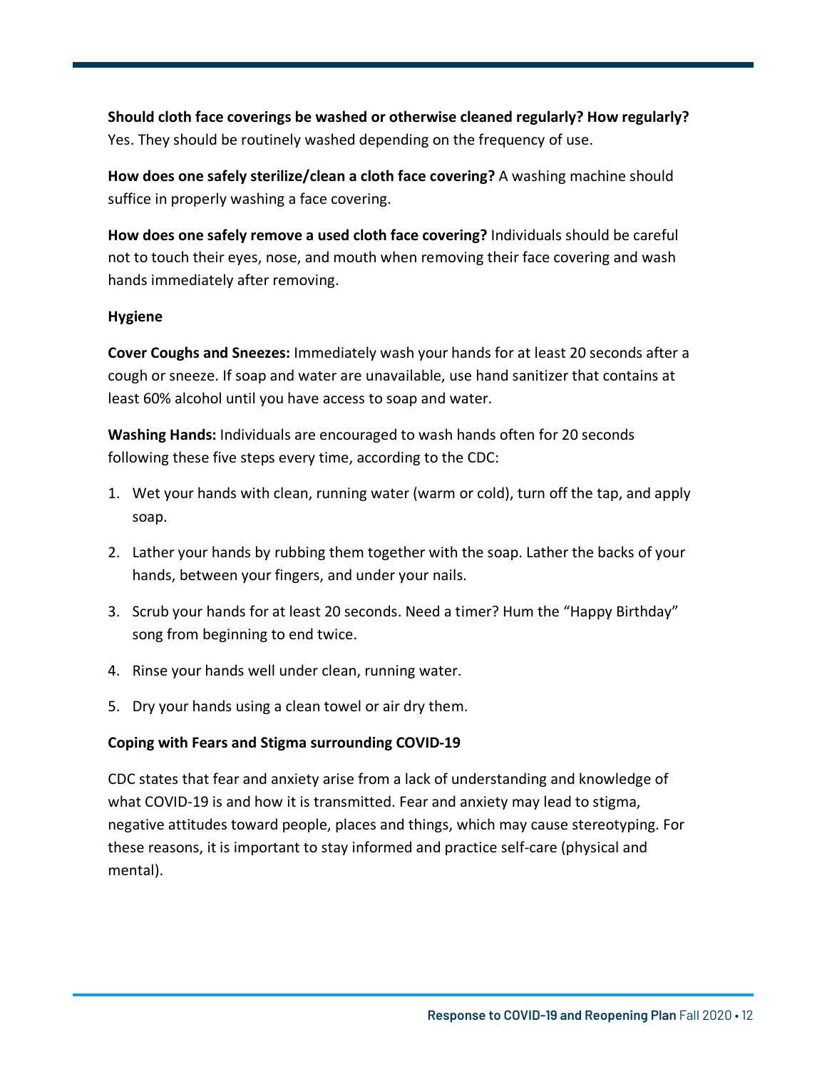**Should cloth face coverings be washed or otherwise cleaned regularly? How regularly?** Yes. They should be routinely washed depending on the frequency of use.

**How does one safely sterilize/clean a cloth face covering?** A washing machine should suffice in properly washing a face covering.

**How does one safely remove a used cloth face covering?** Individuals should be careful not to touch their eyes, nose, and mouth when removing their face covering and wash hands immediately after removing.

**Hygiene**

**Cover Coughs and Sneezes:** Immediately wash your hands for at least 20 seconds after a cough or sneeze. If soap and water are unavailable, use hand sanitizer that contains at least 60% alcohol until you have access to soap and water.

**Washing Hands:** Individuals are encouraged to wash hands often for 20 seconds following these five steps every time, according to the CDC:

1. Wet your hands with clean, running water (warm or cold), turn off the tap, and apply soap.
2. Lather your hands by rubbing them together with the soap. Lather the backs of your hands, between your fingers, and under your nails.
3. Scrub your hands for at least 20 seconds. Need a timer? Hum the "Happy Birthday" song from beginning to end twice.
4. Rinse your hands well under clean, running water.
5. Dry your hands using a clean towel or air dry them.

**Coping with Fears and Stigma surrounding COVID-19**

CDC states that fear and anxiety arise from a lack of understanding and knowledge of what COVID-19 is and how it is transmitted. Fear and anxiety may lead to stigma, negative attitudes toward people, places and things, which may cause stereotyping. For these reasons, it is important to stay informed and practice self-care (physical and mental).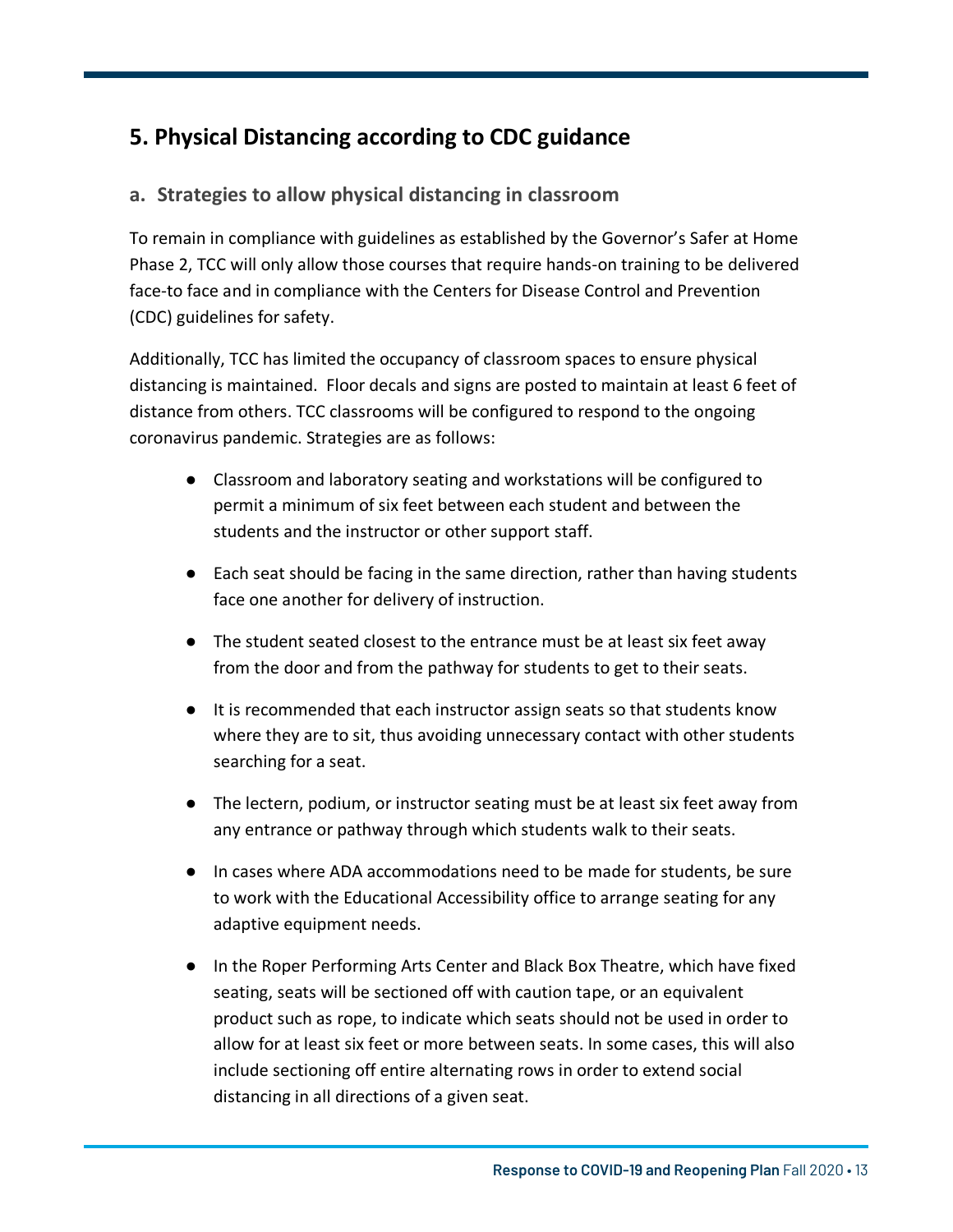## 5. Physical Distancing according to CDC guidance

### a. Strategies to allow physical distancing in classroom

To remain in compliance with guidelines as established by the Governor's Safer at Home Phase 2, TCC will only allow those courses that require hands-on training to be delivered face-to face and in compliance with the Centers for Disease Control and Prevention (CDC) guidelines for safety.

Additionally, TCC has limited the occupancy of classroom spaces to ensure physical distancing is maintained. Floor decals and signs are posted to maintain at least 6 feet of distance from others. TCC classrooms will be configured to respond to the ongoing coronavirus pandemic. Strategies are as follows:

- Classroom and laboratory seating and workstations will be configured to permit a minimum of six feet between each student and between the students and the instructor or other support staff.
- Each seat should be facing in the same direction, rather than having students face one another for delivery of instruction.
- The student seated closest to the entrance must be at least six feet away from the door and from the pathway for students to get to their seats.
- It is recommended that each instructor assign seats so that students know where they are to sit, thus avoiding unnecessary contact with other students searching for a seat.
- The lectern, podium, or instructor seating must be at least six feet away from any entrance or pathway through which students walk to their seats.
- In cases where ADA accommodations need to be made for students, be sure to work with the Educational Accessibility office to arrange seating for any adaptive equipment needs.
- In the Roper Performing Arts Center and Black Box Theatre, which have fixed seating, seats will be sectioned off with caution tape, or an equivalent product such as rope, to indicate which seats should not be used in order to allow for at least six feet or more between seats. In some cases, this will also include sectioning off entire alternating rows in order to extend social distancing in all directions of a given seat.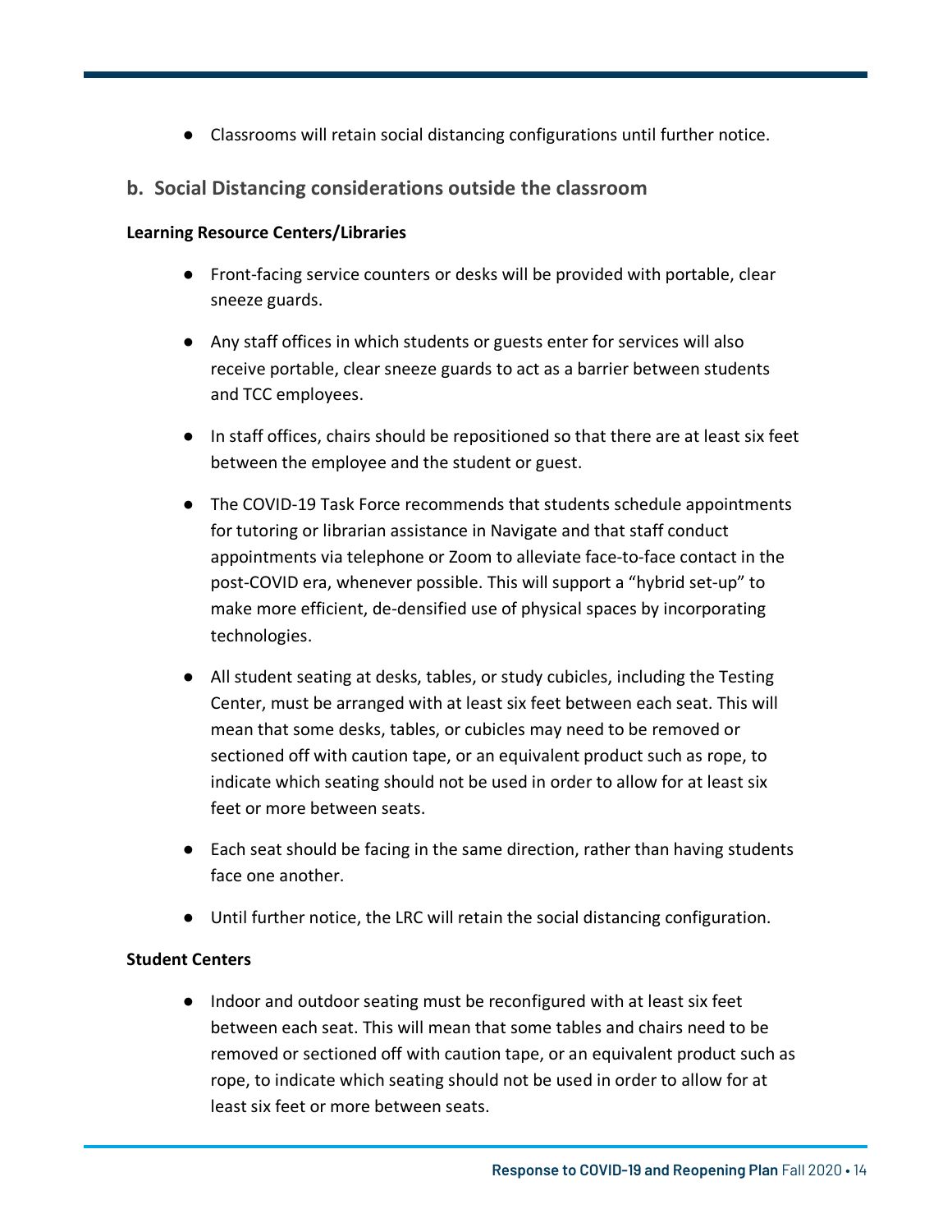- Classrooms will retain social distancing configurations until further notice.

## b. Social Distancing considerations outside the classroom

**Learning Resource Centers/Libraries**

- Front-facing service counters or desks will be provided with portable, clear sneeze guards.
- Any staff offices in which students or guests enter for services will also receive portable, clear sneeze guards to act as a barrier between students and TCC employees.
- In staff offices, chairs should be repositioned so that there are at least six feet between the employee and the student or guest.
- The COVID-19 Task Force recommends that students schedule appointments for tutoring or librarian assistance in Navigate and that staff conduct appointments via telephone or Zoom to alleviate face-to-face contact in the post-COVID era, whenever possible. This will support a "hybrid set-up" to make more efficient, de-densified use of physical spaces by incorporating technologies.
- All student seating at desks, tables, or study cubicles, including the Testing Center, must be arranged with at least six feet between each seat. This will mean that some desks, tables, or cubicles may need to be removed or sectioned off with caution tape, or an equivalent product such as rope, to indicate which seating should not be used in order to allow for at least six feet or more between seats.
- Each seat should be facing in the same direction, rather than having students face one another.
- Until further notice, the LRC will retain the social distancing configuration.

**Student Centers**

- Indoor and outdoor seating must be reconfigured with at least six feet between each seat. This will mean that some tables and chairs need to be removed or sectioned off with caution tape, or an equivalent product such as rope, to indicate which seating should not be used in order to allow for at least six feet or more between seats.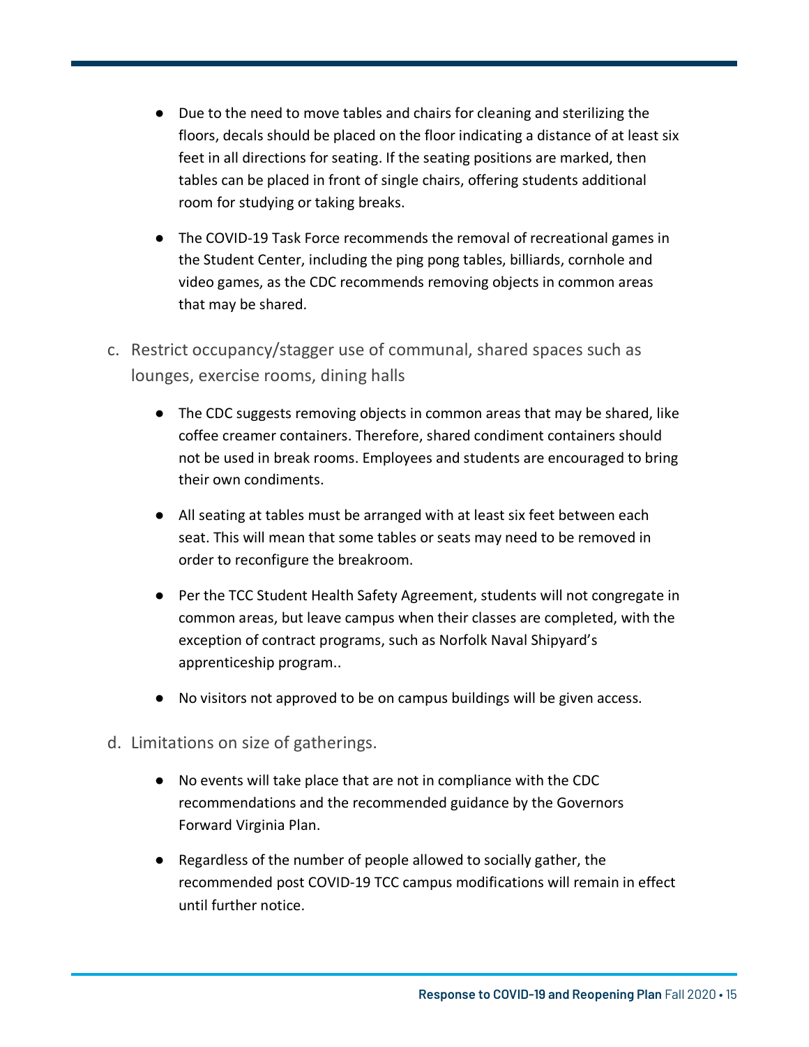- Due to the need to move tables and chairs for cleaning and sterilizing the floors, decals should be placed on the floor indicating a distance of at least six feet in all directions for seating. If the seating positions are marked, then tables can be placed in front of single chairs, offering students additional room for studying or taking breaks.

- The COVID-19 Task Force recommends the removal of recreational games in the Student Center, including the ping pong tables, billiards, cornhole and video games, as the CDC recommends removing objects in common areas that may be shared.

c. Restrict occupancy/stagger use of communal, shared spaces such as lounges, exercise rooms, dining halls

- The CDC suggests removing objects in common areas that may be shared, like coffee creamer containers. Therefore, shared condiment containers should not be used in break rooms. Employees and students are encouraged to bring their own condiments.

- All seating at tables must be arranged with at least six feet between each seat. This will mean that some tables or seats may need to be removed in order to reconfigure the breakroom.

- Per the TCC Student Health Safety Agreement, students will not congregate in common areas, but leave campus when their classes are completed, with the exception of contract programs, such as Norfolk Naval Shipyard's apprenticeship program..

- No visitors not approved to be on campus buildings will be given access.

d. Limitations on size of gatherings.

- No events will take place that are not in compliance with the CDC recommendations and the recommended guidance by the Governors Forward Virginia Plan.

- Regardless of the number of people allowed to socially gather, the recommended post COVID-19 TCC campus modifications will remain in effect until further notice.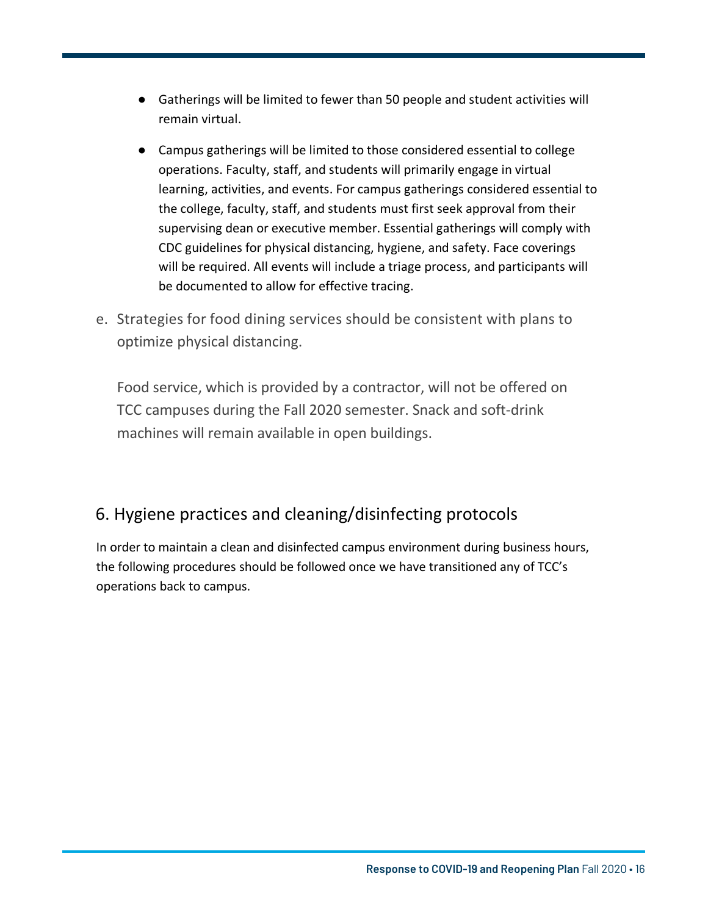- Gatherings will be limited to fewer than 50 people and student activities will remain virtual.
- Campus gatherings will be limited to those considered essential to college operations. Faculty, staff, and students will primarily engage in virtual learning, activities, and events. For campus gatherings considered essential to the college, faculty, staff, and students must first seek approval from their supervising dean or executive member. Essential gatherings will comply with CDC guidelines for physical distancing, hygiene, and safety. Face coverings will be required. All events will include a triage process, and participants will be documented to allow for effective tracing.

e. Strategies for food dining services should be consistent with plans to optimize physical distancing.

   Food service, which is provided by a contractor, will not be offered on TCC campuses during the Fall 2020 semester. Snack and soft-drink machines will remain available in open buildings.

## 6. Hygiene practices and cleaning/disinfecting protocols

In order to maintain a clean and disinfected campus environment during business hours, the following procedures should be followed once we have transitioned any of TCC's operations back to campus.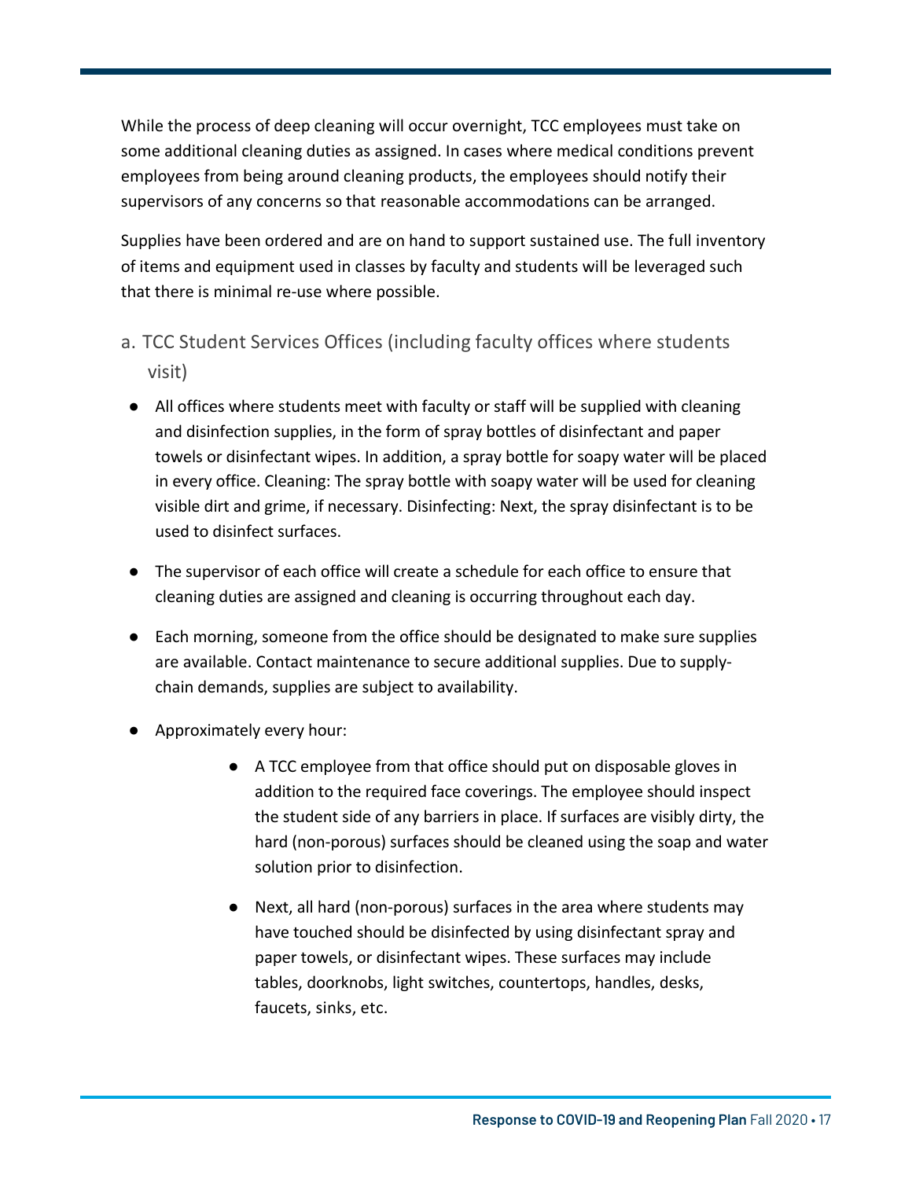While the process of deep cleaning will occur overnight, TCC employees must take on some additional cleaning duties as assigned. In cases where medical conditions prevent employees from being around cleaning products, the employees should notify their supervisors of any concerns so that reasonable accommodations can be arranged.

Supplies have been ordered and are on hand to support sustained use. The full inventory of items and equipment used in classes by faculty and students will be leveraged such that there is minimal re-use where possible.

### a. TCC Student Services Offices (including faculty offices where students visit)

- All offices where students meet with faculty or staff will be supplied with cleaning and disinfection supplies, in the form of spray bottles of disinfectant and paper towels or disinfectant wipes. In addition, a spray bottle for soapy water will be placed in every office. Cleaning: The spray bottle with soapy water will be used for cleaning visible dirt and grime, if necessary. Disinfecting: Next, the spray disinfectant is to be used to disinfect surfaces.
- The supervisor of each office will create a schedule for each office to ensure that cleaning duties are assigned and cleaning is occurring throughout each day.
- Each morning, someone from the office should be designated to make sure supplies are available. Contact maintenance to secure additional supplies. Due to supply-chain demands, supplies are subject to availability.
- Approximately every hour:
    - A TCC employee from that office should put on disposable gloves in addition to the required face coverings. The employee should inspect the student side of any barriers in place. If surfaces are visibly dirty, the hard (non-porous) surfaces should be cleaned using the soap and water solution prior to disinfection.
    - Next, all hard (non-porous) surfaces in the area where students may have touched should be disinfected by using disinfectant spray and paper towels, or disinfectant wipes. These surfaces may include tables, doorknobs, light switches, countertops, handles, desks, faucets, sinks, etc.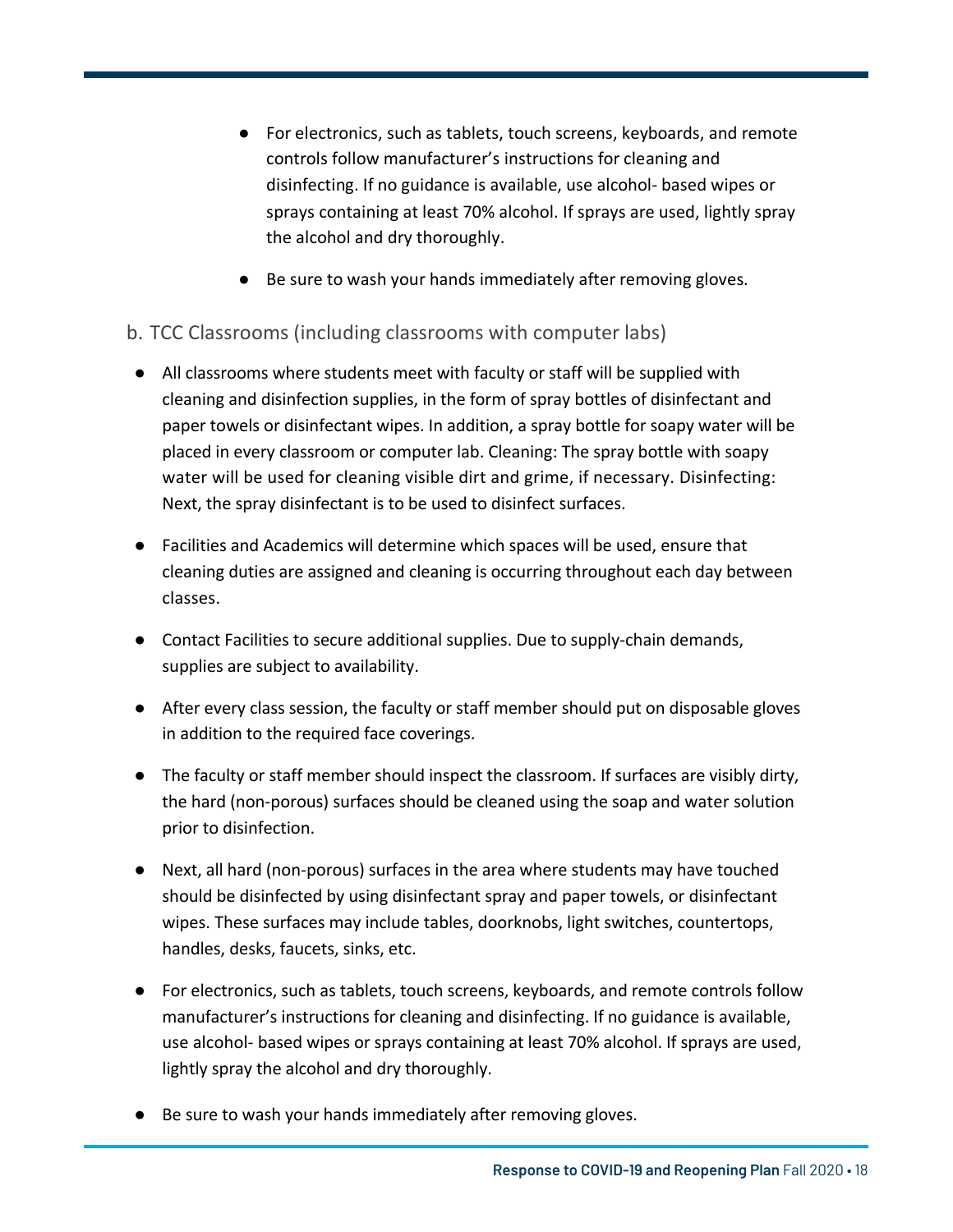- For electronics, such as tablets, touch screens, keyboards, and remote controls follow manufacturer's instructions for cleaning and disinfecting. If no guidance is available, use alcohol- based wipes or sprays containing at least 70% alcohol. If sprays are used, lightly spray the alcohol and dry thoroughly.
- Be sure to wash your hands immediately after removing gloves.

### b. TCC Classrooms (including classrooms with computer labs)

- All classrooms where students meet with faculty or staff will be supplied with cleaning and disinfection supplies, in the form of spray bottles of disinfectant and paper towels or disinfectant wipes. In addition, a spray bottle for soapy water will be placed in every classroom or computer lab. Cleaning: The spray bottle with soapy water will be used for cleaning visible dirt and grime, if necessary. Disinfecting: Next, the spray disinfectant is to be used to disinfect surfaces.
- Facilities and Academics will determine which spaces will be used, ensure that cleaning duties are assigned and cleaning is occurring throughout each day between classes.
- Contact Facilities to secure additional supplies. Due to supply-chain demands, supplies are subject to availability.
- After every class session, the faculty or staff member should put on disposable gloves in addition to the required face coverings.
- The faculty or staff member should inspect the classroom. If surfaces are visibly dirty, the hard (non-porous) surfaces should be cleaned using the soap and water solution prior to disinfection.
- Next, all hard (non-porous) surfaces in the area where students may have touched should be disinfected by using disinfectant spray and paper towels, or disinfectant wipes. These surfaces may include tables, doorknobs, light switches, countertops, handles, desks, faucets, sinks, etc.
- For electronics, such as tablets, touch screens, keyboards, and remote controls follow manufacturer's instructions for cleaning and disinfecting. If no guidance is available, use alcohol- based wipes or sprays containing at least 70% alcohol. If sprays are used, lightly spray the alcohol and dry thoroughly.
- Be sure to wash your hands immediately after removing gloves.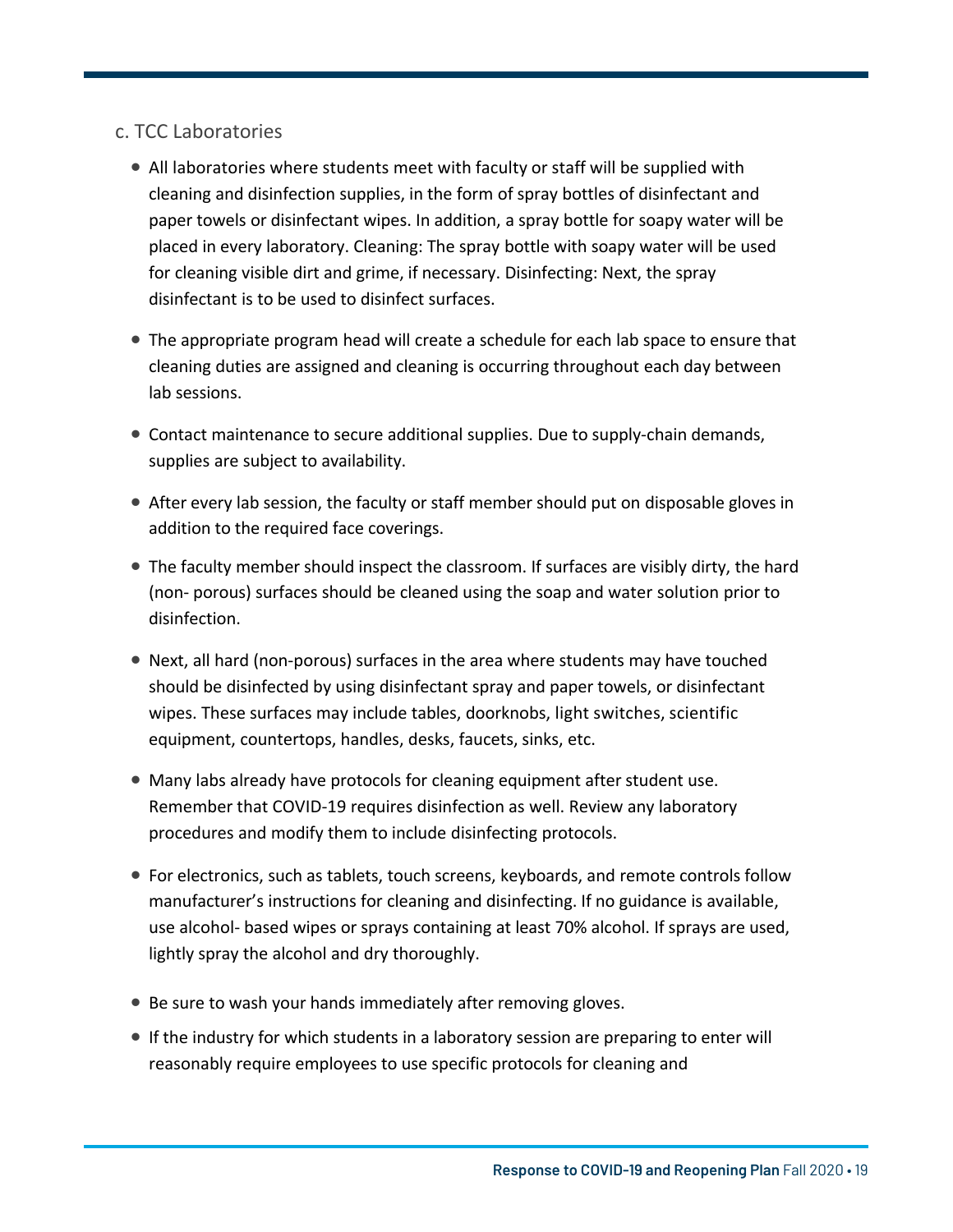### c. TCC Laboratories

- All laboratories where students meet with faculty or staff will be supplied with cleaning and disinfection supplies, in the form of spray bottles of disinfectant and paper towels or disinfectant wipes. In addition, a spray bottle for soapy water will be placed in every laboratory. Cleaning: The spray bottle with soapy water will be used for cleaning visible dirt and grime, if necessary. Disinfecting: Next, the spray disinfectant is to be used to disinfect surfaces.
- The appropriate program head will create a schedule for each lab space to ensure that cleaning duties are assigned and cleaning is occurring throughout each day between lab sessions.
- Contact maintenance to secure additional supplies. Due to supply-chain demands, supplies are subject to availability.
- After every lab session, the faculty or staff member should put on disposable gloves in addition to the required face coverings.
- The faculty member should inspect the classroom. If surfaces are visibly dirty, the hard (non- porous) surfaces should be cleaned using the soap and water solution prior to disinfection.
- Next, all hard (non-porous) surfaces in the area where students may have touched should be disinfected by using disinfectant spray and paper towels, or disinfectant wipes. These surfaces may include tables, doorknobs, light switches, scientific equipment, countertops, handles, desks, faucets, sinks, etc.
- Many labs already have protocols for cleaning equipment after student use. Remember that COVID-19 requires disinfection as well. Review any laboratory procedures and modify them to include disinfecting protocols.
- For electronics, such as tablets, touch screens, keyboards, and remote controls follow manufacturer's instructions for cleaning and disinfecting. If no guidance is available, use alcohol- based wipes or sprays containing at least 70% alcohol. If sprays are used, lightly spray the alcohol and dry thoroughly.
- Be sure to wash your hands immediately after removing gloves.
- If the industry for which students in a laboratory session are preparing to enter will reasonably require employees to use specific protocols for cleaning and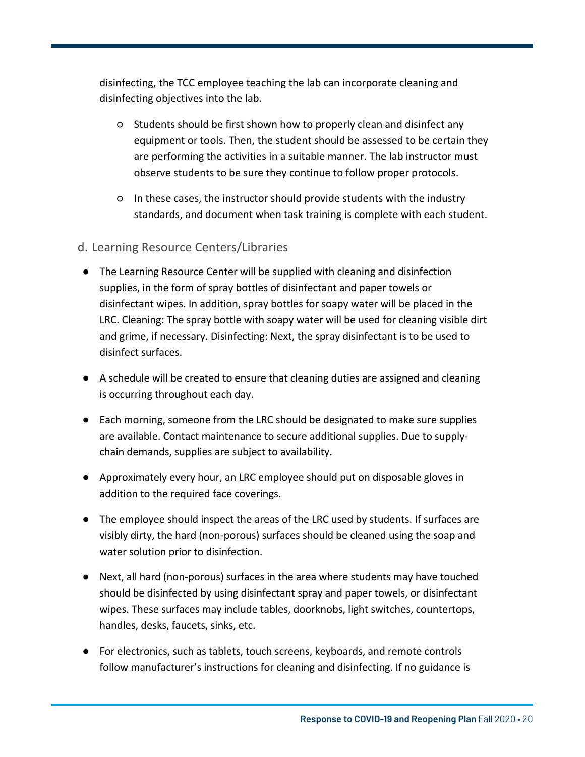disinfecting, the TCC employee teaching the lab can incorporate cleaning and disinfecting objectives into the lab.

- Students should be first shown how to properly clean and disinfect any equipment or tools. Then, the student should be assessed to be certain they are performing the activities in a suitable manner. The lab instructor must observe students to be sure they continue to follow proper protocols.
- In these cases, the instructor should provide students with the industry standards, and document when task training is complete with each student.

### d. Learning Resource Centers/Libraries

- The Learning Resource Center will be supplied with cleaning and disinfection supplies, in the form of spray bottles of disinfectant and paper towels or disinfectant wipes. In addition, spray bottles for soapy water will be placed in the LRC. Cleaning: The spray bottle with soapy water will be used for cleaning visible dirt and grime, if necessary. Disinfecting: Next, the spray disinfectant is to be used to disinfect surfaces.
- A schedule will be created to ensure that cleaning duties are assigned and cleaning is occurring throughout each day.
- Each morning, someone from the LRC should be designated to make sure supplies are available. Contact maintenance to secure additional supplies. Due to supply-chain demands, supplies are subject to availability.
- Approximately every hour, an LRC employee should put on disposable gloves in addition to the required face coverings.
- The employee should inspect the areas of the LRC used by students. If surfaces are visibly dirty, the hard (non-porous) surfaces should be cleaned using the soap and water solution prior to disinfection.
- Next, all hard (non-porous) surfaces in the area where students may have touched should be disinfected by using disinfectant spray and paper towels, or disinfectant wipes. These surfaces may include tables, doorknobs, light switches, countertops, handles, desks, faucets, sinks, etc.
- For electronics, such as tablets, touch screens, keyboards, and remote controls follow manufacturer's instructions for cleaning and disinfecting. If no guidance is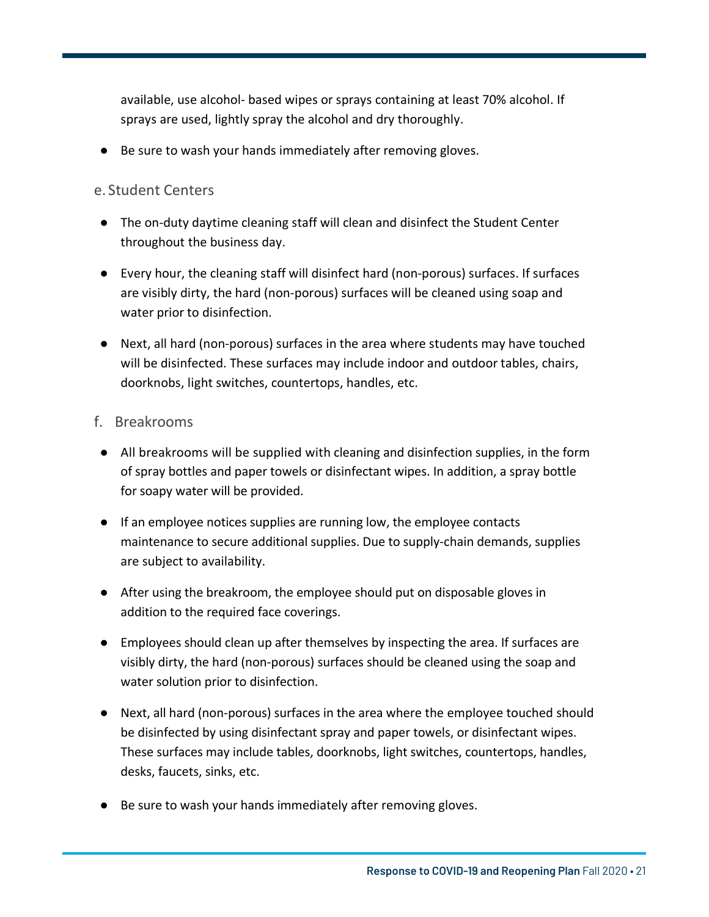available, use alcohol- based wipes or sprays containing at least 70% alcohol. If sprays are used, lightly spray the alcohol and dry thoroughly.

- Be sure to wash your hands immediately after removing gloves.

### e. Student Centers

- The on-duty daytime cleaning staff will clean and disinfect the Student Center throughout the business day.
- Every hour, the cleaning staff will disinfect hard (non-porous) surfaces. If surfaces are visibly dirty, the hard (non-porous) surfaces will be cleaned using soap and water prior to disinfection.
- Next, all hard (non-porous) surfaces in the area where students may have touched will be disinfected. These surfaces may include indoor and outdoor tables, chairs, doorknobs, light switches, countertops, handles, etc.

### f. Breakrooms

- All breakrooms will be supplied with cleaning and disinfection supplies, in the form of spray bottles and paper towels or disinfectant wipes. In addition, a spray bottle for soapy water will be provided.
- If an employee notices supplies are running low, the employee contacts maintenance to secure additional supplies. Due to supply-chain demands, supplies are subject to availability.
- After using the breakroom, the employee should put on disposable gloves in addition to the required face coverings.
- Employees should clean up after themselves by inspecting the area. If surfaces are visibly dirty, the hard (non-porous) surfaces should be cleaned using the soap and water solution prior to disinfection.
- Next, all hard (non-porous) surfaces in the area where the employee touched should be disinfected by using disinfectant spray and paper towels, or disinfectant wipes. These surfaces may include tables, doorknobs, light switches, countertops, handles, desks, faucets, sinks, etc.
- Be sure to wash your hands immediately after removing gloves.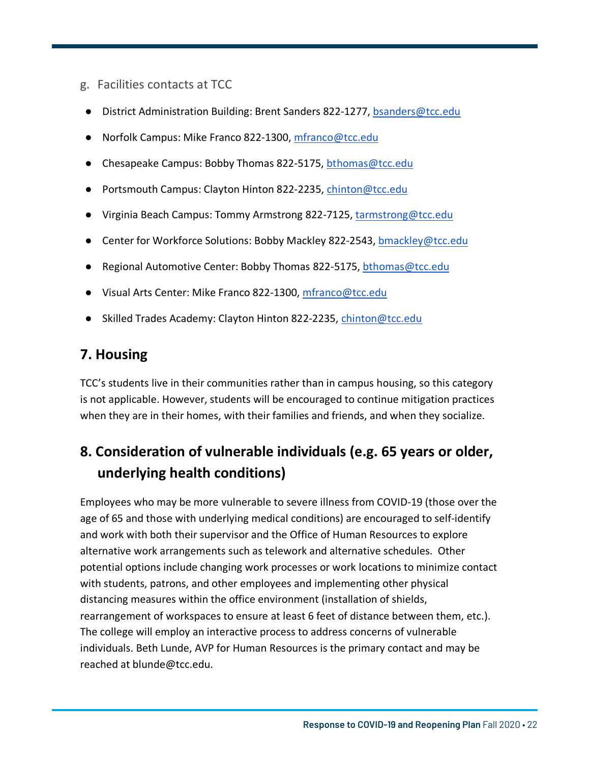g. Facilities contacts at TCC

- District Administration Building: Brent Sanders 822-1277, bsanders@tcc.edu
- Norfolk Campus: Mike Franco 822-1300, mfranco@tcc.edu
- Chesapeake Campus: Bobby Thomas 822-5175, bthomas@tcc.edu
- Portsmouth Campus: Clayton Hinton 822-2235, chinton@tcc.edu
- Virginia Beach Campus: Tommy Armstrong 822-7125, tarmstrong@tcc.edu
- Center for Workforce Solutions: Bobby Mackley 822-2543, bmackley@tcc.edu
- Regional Automotive Center: Bobby Thomas 822-5175, bthomas@tcc.edu
- Visual Arts Center: Mike Franco 822-1300, mfranco@tcc.edu
- Skilled Trades Academy: Clayton Hinton 822-2235, chinton@tcc.edu

## 7. Housing

TCC's students live in their communities rather than in campus housing, so this category is not applicable. However, students will be encouraged to continue mitigation practices when they are in their homes, with their families and friends, and when they socialize.

## 8. Consideration of vulnerable individuals (e.g. 65 years or older, underlying health conditions)

Employees who may be more vulnerable to severe illness from COVID-19 (those over the age of 65 and those with underlying medical conditions) are encouraged to self-identify and work with both their supervisor and the Office of Human Resources to explore alternative work arrangements such as telework and alternative schedules. Other potential options include changing work processes or work locations to minimize contact with students, patrons, and other employees and implementing other physical distancing measures within the office environment (installation of shields, rearrangement of workspaces to ensure at least 6 feet of distance between them, etc.). The college will employ an interactive process to address concerns of vulnerable individuals. Beth Lunde, AVP for Human Resources is the primary contact and may be reached at blunde@tcc.edu.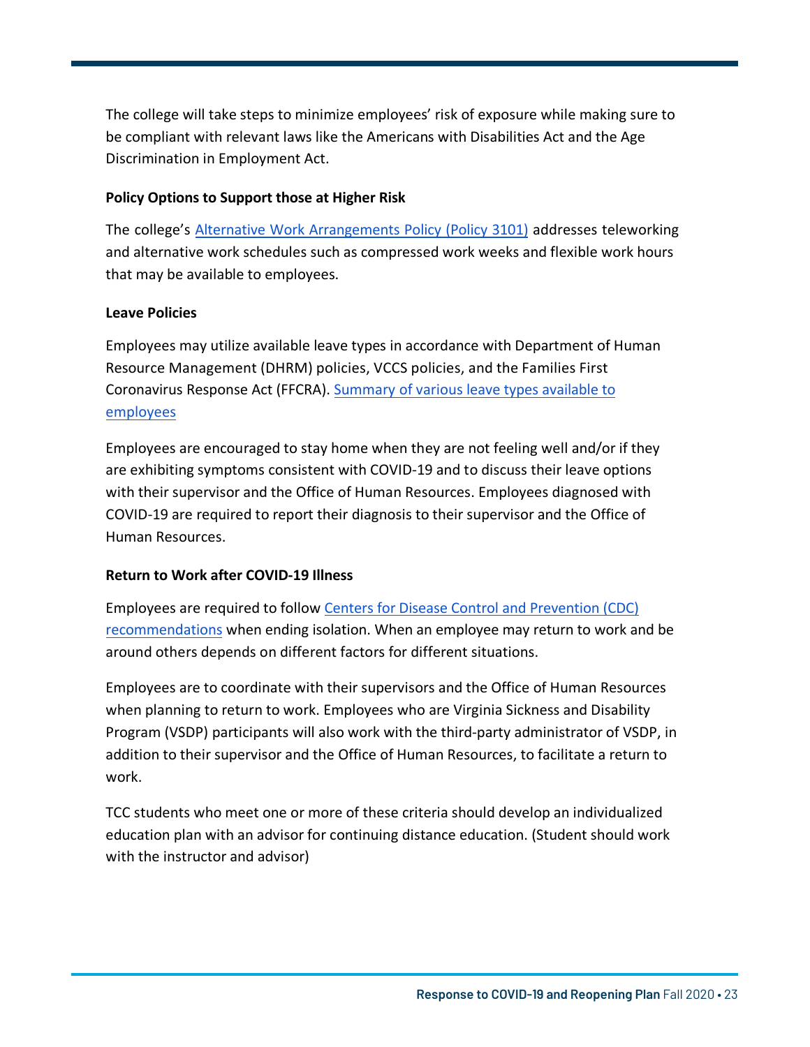The college will take steps to minimize employees' risk of exposure while making sure to be compliant with relevant laws like the Americans with Disabilities Act and the Age Discrimination in Employment Act.

**Policy Options to Support those at Higher Risk**

The college's Alternative Work Arrangements Policy (Policy 3101) addresses teleworking and alternative work schedules such as compressed work weeks and flexible work hours that may be available to employees.

**Leave Policies**

Employees may utilize available leave types in accordance with Department of Human Resource Management (DHRM) policies, VCCS policies, and the Families First Coronavirus Response Act (FFCRA). Summary of various leave types available to employees

Employees are encouraged to stay home when they are not feeling well and/or if they are exhibiting symptoms consistent with COVID-19 and to discuss their leave options with their supervisor and the Office of Human Resources. Employees diagnosed with COVID-19 are required to report their diagnosis to their supervisor and the Office of Human Resources.

**Return to Work after COVID-19 Illness**

Employees are required to follow Centers for Disease Control and Prevention (CDC) recommendations when ending isolation. When an employee may return to work and be around others depends on different factors for different situations.

Employees are to coordinate with their supervisors and the Office of Human Resources when planning to return to work. Employees who are Virginia Sickness and Disability Program (VSDP) participants will also work with the third-party administrator of VSDP, in addition to their supervisor and the Office of Human Resources, to facilitate a return to work.

TCC students who meet one or more of these criteria should develop an individualized education plan with an advisor for continuing distance education. (Student should work with the instructor and advisor)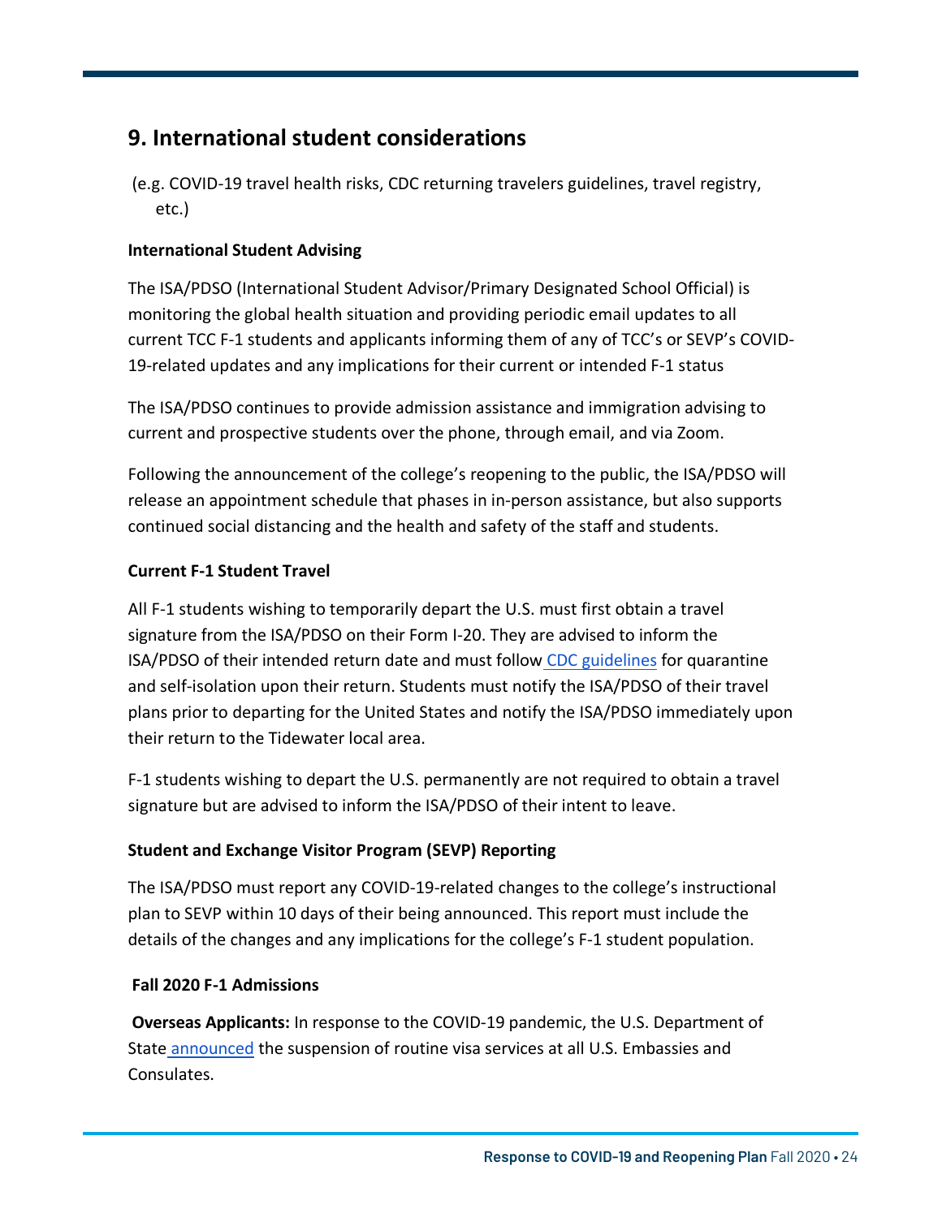## 9. International student considerations

(e.g. COVID-19 travel health risks, CDC returning travelers guidelines, travel registry, etc.)

**International Student Advising**

The ISA/PDSO (International Student Advisor/Primary Designated School Official) is monitoring the global health situation and providing periodic email updates to all current TCC F-1 students and applicants informing them of any of TCC's or SEVP's COVID-19-related updates and any implications for their current or intended F-1 status

The ISA/PDSO continues to provide admission assistance and immigration advising to current and prospective students over the phone, through email, and via Zoom.

Following the announcement of the college's reopening to the public, the ISA/PDSO will release an appointment schedule that phases in in-person assistance, but also supports continued social distancing and the health and safety of the staff and students.

**Current F-1 Student Travel**

All F-1 students wishing to temporarily depart the U.S. must first obtain a travel signature from the ISA/PDSO on their Form I-20. They are advised to inform the ISA/PDSO of their intended return date and must follow CDC guidelines for quarantine and self-isolation upon their return. Students must notify the ISA/PDSO of their travel plans prior to departing for the United States and notify the ISA/PDSO immediately upon their return to the Tidewater local area.

F-1 students wishing to depart the U.S. permanently are not required to obtain a travel signature but are advised to inform the ISA/PDSO of their intent to leave.

**Student and Exchange Visitor Program (SEVP) Reporting**

The ISA/PDSO must report any COVID-19-related changes to the college's instructional plan to SEVP within 10 days of their being announced. This report must include the details of the changes and any implications for the college's F-1 student population.

**Fall 2020 F-1 Admissions**

**Overseas Applicants:** In response to the COVID-19 pandemic, the U.S. Department of State announced the suspension of routine visa services at all U.S. Embassies and Consulates.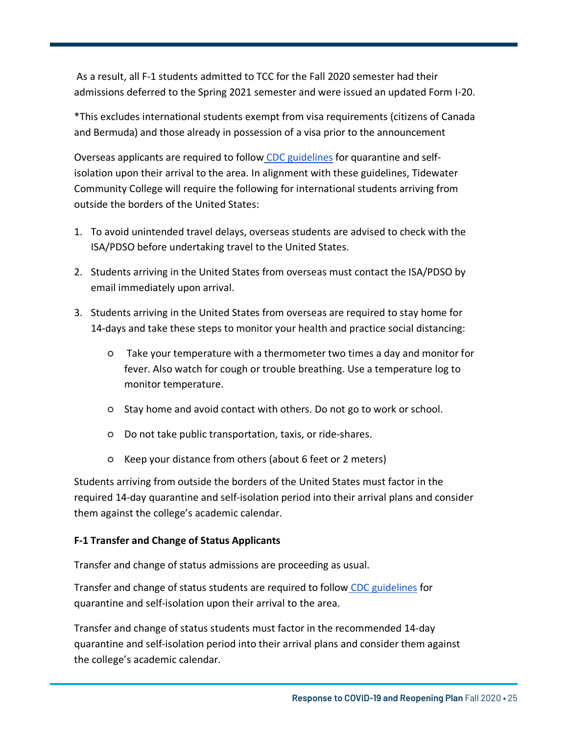As a result, all F-1 students admitted to TCC for the Fall 2020 semester had their admissions deferred to the Spring 2021 semester and were issued an updated Form I-20.

*This excludes international students exempt from visa requirements (citizens of Canada and Bermuda) and those already in possession of a visa prior to the announcement

Overseas applicants are required to follow [CDC guidelines]() for quarantine and self-isolation upon their arrival to the area. In alignment with these guidelines, Tidewater Community College will require the following for international students arriving from outside the borders of the United States:

1. To avoid unintended travel delays, overseas students are advised to check with the ISA/PDSO before undertaking travel to the United States.
2. Students arriving in the United States from overseas must contact the ISA/PDSO by email immediately upon arrival.
3. Students arriving in the United States from overseas are required to stay home for 14-days and take these steps to monitor your health and practice social distancing:
   - Take your temperature with a thermometer two times a day and monitor for fever. Also watch for cough or trouble breathing. Use a temperature log to monitor temperature.
   - Stay home and avoid contact with others. Do not go to work or school.
   - Do not take public transportation, taxis, or ride-shares.
   - Keep your distance from others (about 6 feet or 2 meters)

Students arriving from outside the borders of the United States must factor in the required 14-day quarantine and self-isolation period into their arrival plans and consider them against the college's academic calendar.

**F-1 Transfer and Change of Status Applicants**

Transfer and change of status admissions are proceeding as usual.

Transfer and change of status students are required to follow [CDC guidelines]() for quarantine and self-isolation upon their arrival to the area.

Transfer and change of status students must factor in the recommended 14-day quarantine and self-isolation period into their arrival plans and consider them against the college's academic calendar.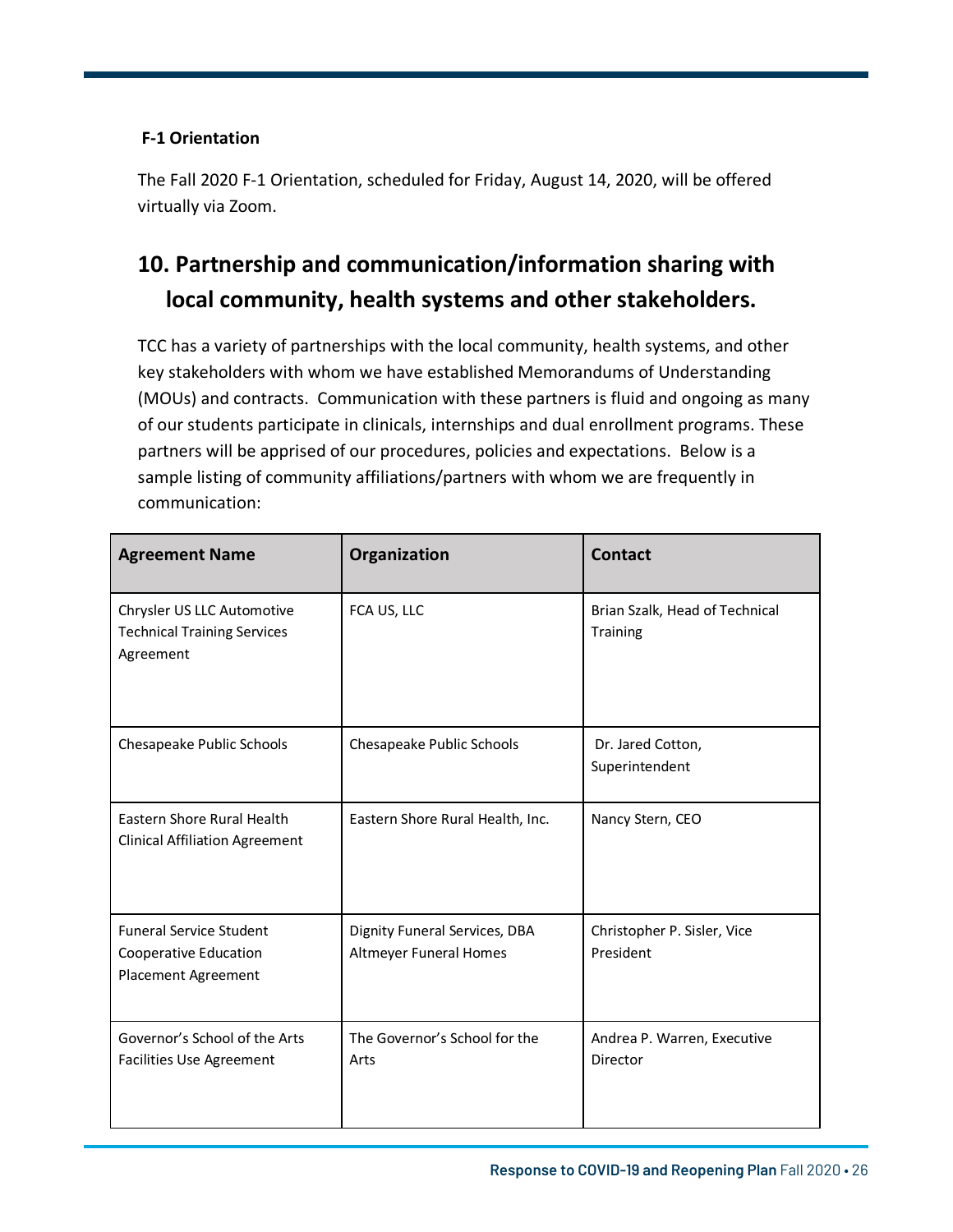**F-1 Orientation**

The Fall 2020 F-1 Orientation, scheduled for Friday, August 14, 2020, will be offered virtually via Zoom.

## 10. Partnership and communication/information sharing with local community, health systems and other stakeholders.

TCC has a variety of partnerships with the local community, health systems, and other key stakeholders with whom we have established Memorandums of Understanding (MOUs) and contracts. Communication with these partners is fluid and ongoing as many of our students participate in clinicals, internships and dual enrollment programs. These partners will be apprised of our procedures, policies and expectations. Below is a sample listing of community affiliations/partners with whom we are frequently in communication:

| Agreement Name | Organization | Contact |
|---|---|---|
| Chrysler US LLC Automotive Technical Training Services Agreement | FCA US, LLC | Brian Szalk, Head of Technical Training |
| Chesapeake Public Schools | Chesapeake Public Schools | Dr. Jared Cotton, Superintendent |
| Eastern Shore Rural Health Clinical Affiliation Agreement | Eastern Shore Rural Health, Inc. | Nancy Stern, CEO |
| Funeral Service Student Cooperative Education Placement Agreement | Dignity Funeral Services, DBA Altmeyer Funeral Homes | Christopher P. Sisler, Vice President |
| Governor's School of the Arts Facilities Use Agreement | The Governor's School for the Arts | Andrea P. Warren, Executive Director |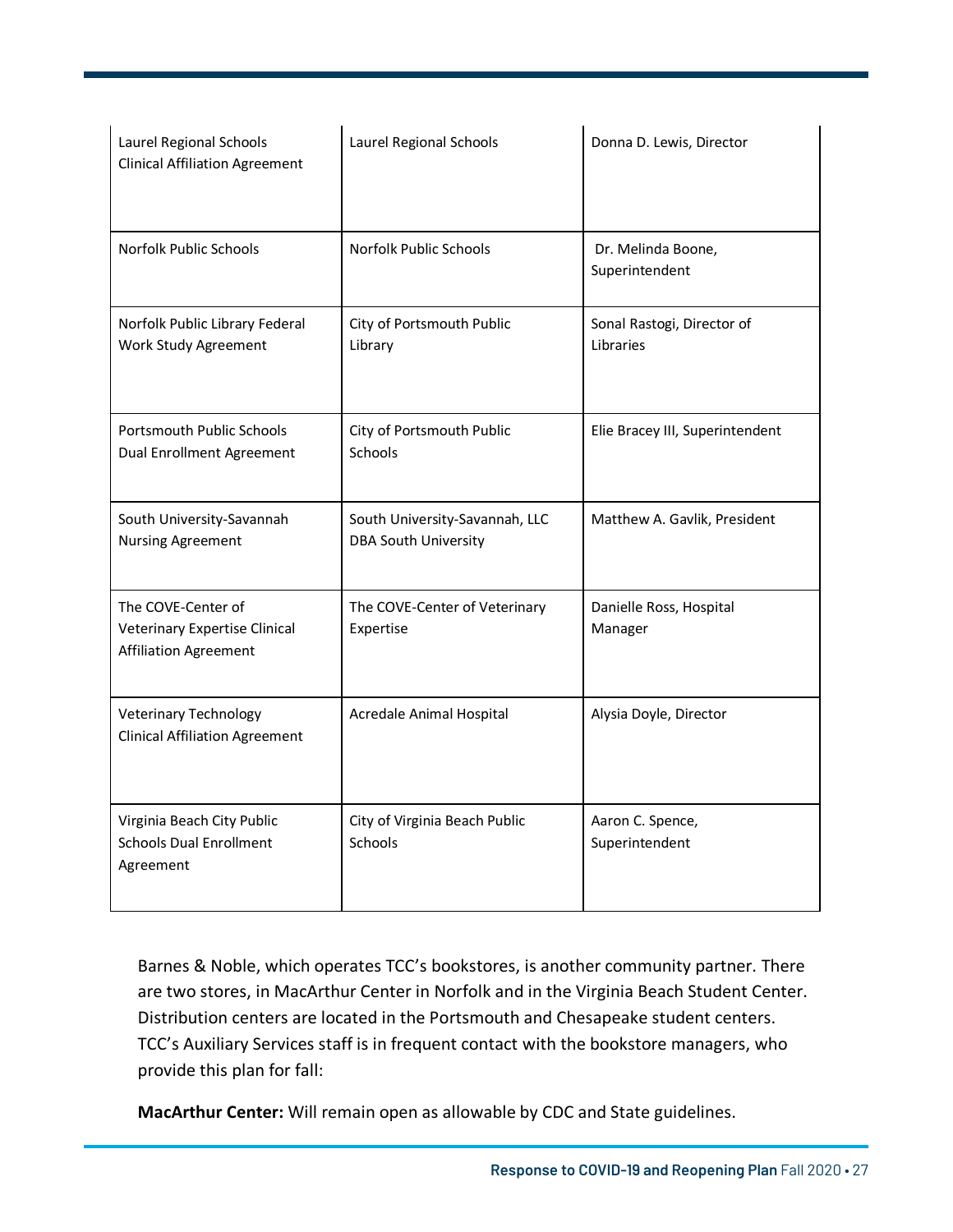| | | |
|---|---|---|
| Laurel Regional Schools Clinical Affiliation Agreement | Laurel Regional Schools | Donna D. Lewis, Director |
| Norfolk Public Schools | Norfolk Public Schools | Dr. Melinda Boone, Superintendent |
| Norfolk Public Library Federal Work Study Agreement | City of Portsmouth Public Library | Sonal Rastogi, Director of Libraries |
| Portsmouth Public Schools Dual Enrollment Agreement | City of Portsmouth Public Schools | Elie Bracey III, Superintendent |
| South University-Savannah Nursing Agreement | South University-Savannah, LLC DBA South University | Matthew A. Gavlik, President |
| The COVE-Center of Veterinary Expertise Clinical Affiliation Agreement | The COVE-Center of Veterinary Expertise | Danielle Ross, Hospital Manager |
| Veterinary Technology Clinical Affiliation Agreement | Acredale Animal Hospital | Alysia Doyle, Director |
| Virginia Beach City Public Schools Dual Enrollment Agreement | City of Virginia Beach Public Schools | Aaron C. Spence, Superintendent |

Barnes & Noble, which operates TCC's bookstores, is another community partner. There are two stores, in MacArthur Center in Norfolk and in the Virginia Beach Student Center. Distribution centers are located in the Portsmouth and Chesapeake student centers. TCC's Auxiliary Services staff is in frequent contact with the bookstore managers, who provide this plan for fall:

**MacArthur Center:** Will remain open as allowable by CDC and State guidelines.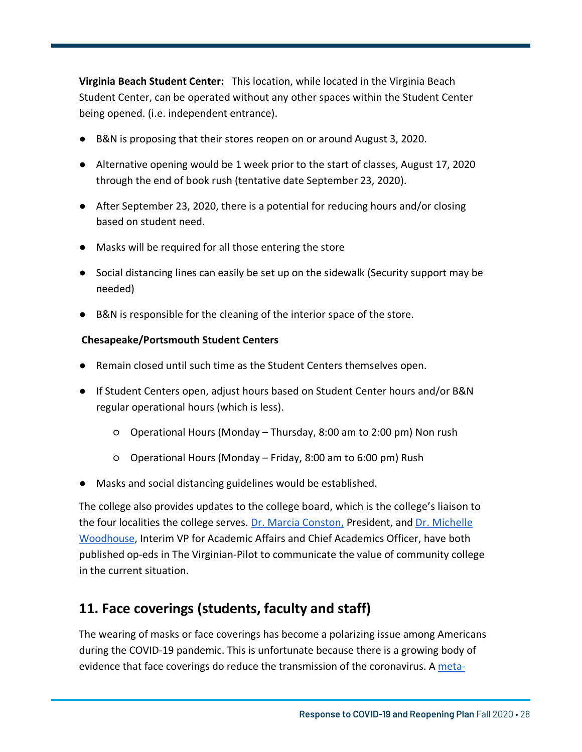**Virginia Beach Student Center:** This location, while located in the Virginia Beach Student Center, can be operated without any other spaces within the Student Center being opened. (i.e. independent entrance).

- B&N is proposing that their stores reopen on or around August 3, 2020.
- Alternative opening would be 1 week prior to the start of classes, August 17, 2020 through the end of book rush (tentative date September 23, 2020).
- After September 23, 2020, there is a potential for reducing hours and/or closing based on student need.
- Masks will be required for all those entering the store
- Social distancing lines can easily be set up on the sidewalk (Security support may be needed)
- B&N is responsible for the cleaning of the interior space of the store.

**Chesapeake/Portsmouth Student Centers**

- Remain closed until such time as the Student Centers themselves open.
- If Student Centers open, adjust hours based on Student Center hours and/or B&N regular operational hours (which is less).
    - Operational Hours (Monday – Thursday, 8:00 am to 2:00 pm) Non rush
    - Operational Hours (Monday – Friday, 8:00 am to 6:00 pm) Rush
- Masks and social distancing guidelines would be established.

The college also provides updates to the college board, which is the college's liaison to the four localities the college serves. Dr. Marcia Conston, President, and Dr. Michelle Woodhouse, Interim VP for Academic Affairs and Chief Academics Officer, have both published op-eds in The Virginian-Pilot to communicate the value of community college in the current situation.

## 11. Face coverings (students, faculty and staff)

The wearing of masks or face coverings has become a polarizing issue among Americans during the COVID-19 pandemic. This is unfortunate because there is a growing body of evidence that face coverings do reduce the transmission of the coronavirus. A meta-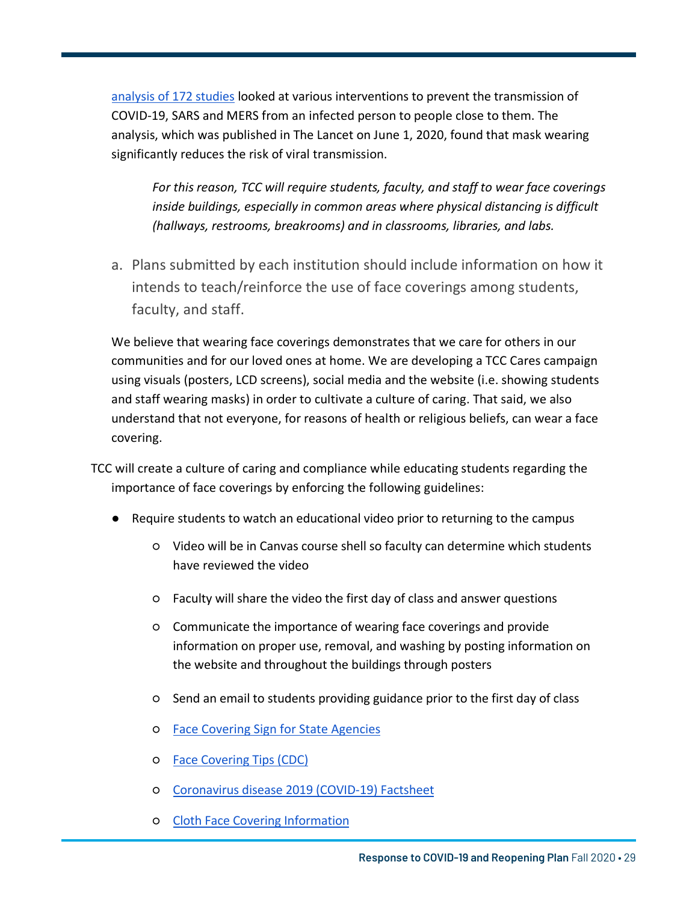[analysis of 172 studies] looked at various interventions to prevent the transmission of COVID-19, SARS and MERS from an infected person to people close to them. The analysis, which was published in The Lancet on June 1, 2020, found that mask wearing significantly reduces the risk of viral transmission.

> *For this reason, TCC will require students, faculty, and staff to wear face coverings inside buildings, especially in common areas where physical distancing is difficult (hallways, restrooms, breakrooms) and in classrooms, libraries, and labs.*

a. Plans submitted by each institution should include information on how it intends to teach/reinforce the use of face coverings among students, faculty, and staff.

We believe that wearing face coverings demonstrates that we care for others in our communities and for our loved ones at home. We are developing a TCC Cares campaign using visuals (posters, LCD screens), social media and the website (i.e. showing students and staff wearing masks) in order to cultivate a culture of caring. That said, we also understand that not everyone, for reasons of health or religious beliefs, can wear a face covering.

TCC will create a culture of caring and compliance while educating students regarding the importance of face coverings by enforcing the following guidelines:

- Require students to watch an educational video prior to returning to the campus
  - Video will be in Canvas course shell so faculty can determine which students have reviewed the video
  - Faculty will share the video the first day of class and answer questions
  - Communicate the importance of wearing face coverings and provide information on proper use, removal, and washing by posting information on the website and throughout the buildings through posters
  - Send an email to students providing guidance prior to the first day of class
  - Face Covering Sign for State Agencies
  - Face Covering Tips (CDC)
  - Coronavirus disease 2019 (COVID-19) Factsheet
  - Cloth Face Covering Information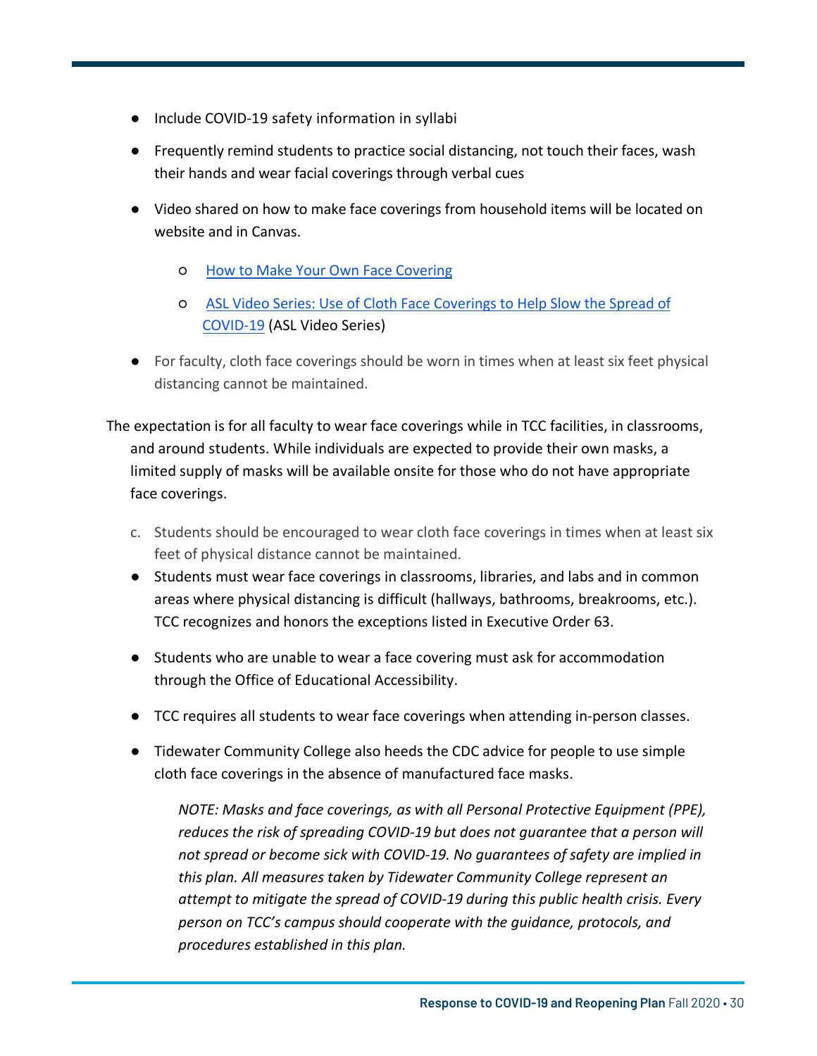- Include COVID-19 safety information in syllabi
- Frequently remind students to practice social distancing, not touch their faces, wash their hands and wear facial coverings through verbal cues
- Video shared on how to make face coverings from household items will be located on website and in Canvas.
    - [How to Make Your Own Face Covering]()
    - [ASL Video Series: Use of Cloth Face Coverings to Help Slow the Spread of COVID-19]() (ASL Video Series)
- For faculty, cloth face coverings should be worn in times when at least six feet physical distancing cannot be maintained.

The expectation is for all faculty to wear face coverings while in TCC facilities, in classrooms, and around students. While individuals are expected to provide their own masks, a limited supply of masks will be available onsite for those who do not have appropriate face coverings.

c. Students should be encouraged to wear cloth face coverings in times when at least six feet of physical distance cannot be maintained.

- Students must wear face coverings in classrooms, libraries, and labs and in common areas where physical distancing is difficult (hallways, bathrooms, breakrooms, etc.). TCC recognizes and honors the exceptions listed in Executive Order 63.
- Students who are unable to wear a face covering must ask for accommodation through the Office of Educational Accessibility.
- TCC requires all students to wear face coverings when attending in-person classes.
- Tidewater Community College also heeds the CDC advice for people to use simple cloth face coverings in the absence of manufactured face masks.

*NOTE: Masks and face coverings, as with all Personal Protective Equipment (PPE), reduces the risk of spreading COVID-19 but does not guarantee that a person will not spread or become sick with COVID-19. No guarantees of safety are implied in this plan. All measures taken by Tidewater Community College represent an attempt to mitigate the spread of COVID-19 during this public health crisis. Every person on TCC's campus should cooperate with the guidance, protocols, and procedures established in this plan.*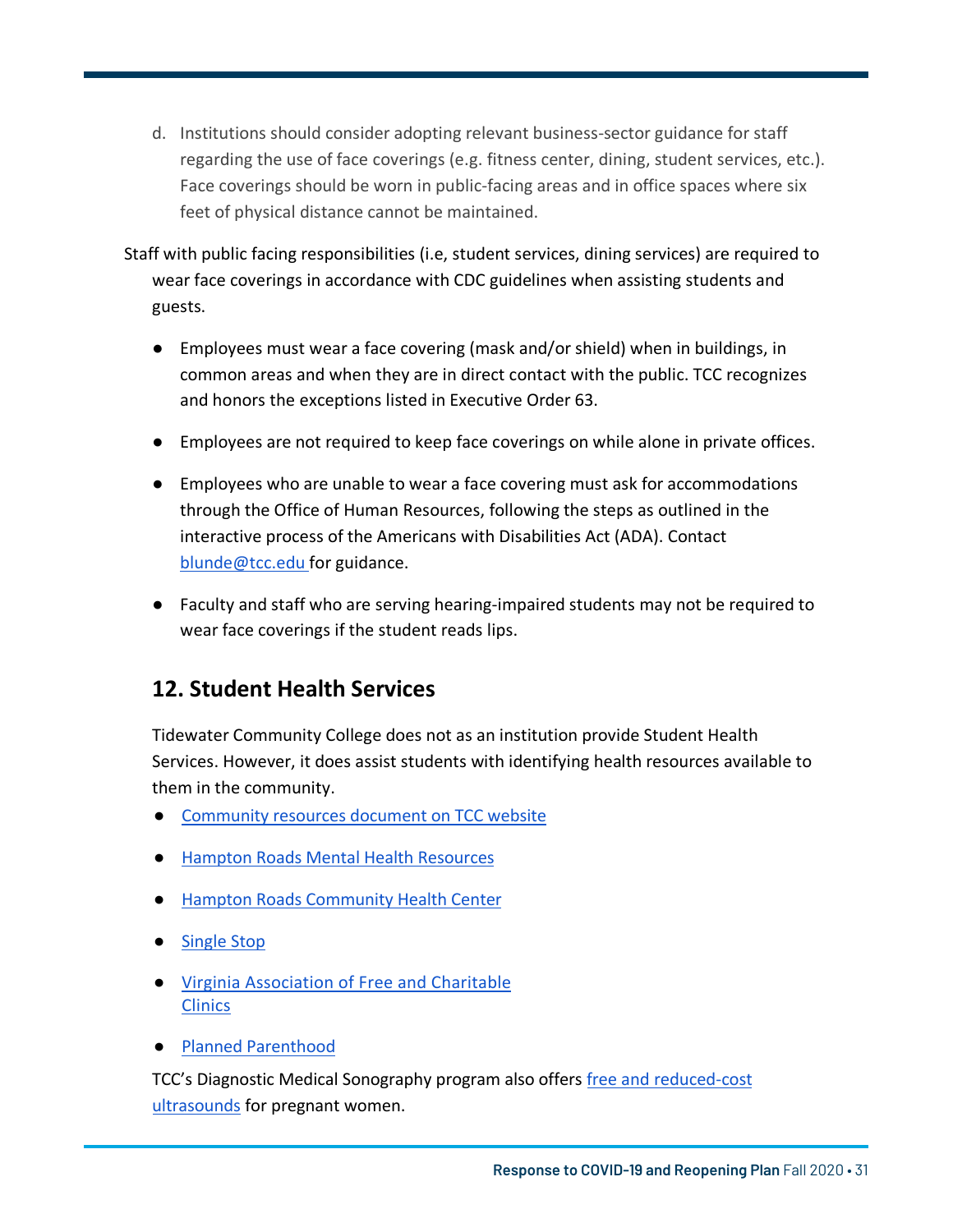d. Institutions should consider adopting relevant business-sector guidance for staff regarding the use of face coverings (e.g. fitness center, dining, student services, etc.). Face coverings should be worn in public-facing areas and in office spaces where six feet of physical distance cannot be maintained.

Staff with public facing responsibilities (i.e, student services, dining services) are required to wear face coverings in accordance with CDC guidelines when assisting students and guests.

- Employees must wear a face covering (mask and/or shield) when in buildings, in common areas and when they are in direct contact with the public. TCC recognizes and honors the exceptions listed in Executive Order 63.
- Employees are not required to keep face coverings on while alone in private offices.
- Employees who are unable to wear a face covering must ask for accommodations through the Office of Human Resources, following the steps as outlined in the interactive process of the Americans with Disabilities Act (ADA). Contact blunde@tcc.edu for guidance.
- Faculty and staff who are serving hearing-impaired students may not be required to wear face coverings if the student reads lips.

## 12. Student Health Services

Tidewater Community College does not as an institution provide Student Health Services. However, it does assist students with identifying health resources available to them in the community.

- Community resources document on TCC website
- Hampton Roads Mental Health Resources
- Hampton Roads Community Health Center
- Single Stop
- Virginia Association of Free and Charitable Clinics
- Planned Parenthood

TCC's Diagnostic Medical Sonography program also offers free and reduced-cost ultrasounds for pregnant women.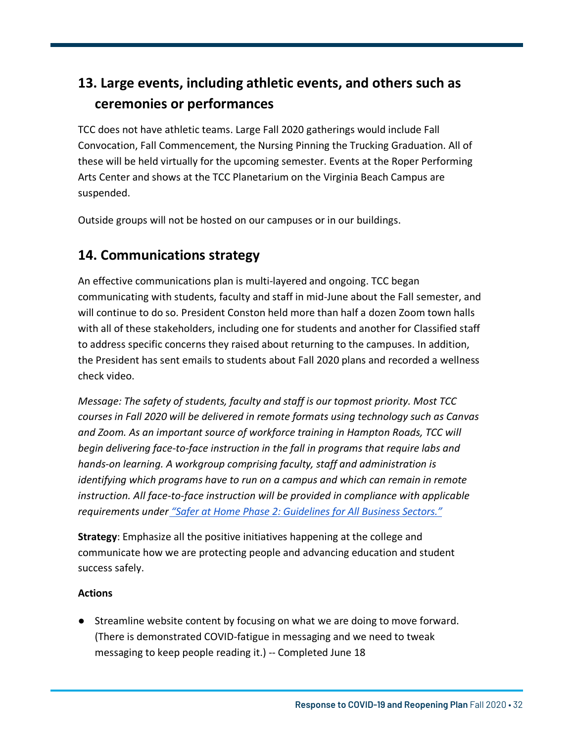## 13. Large events, including athletic events, and others such as ceremonies or performances

TCC does not have athletic teams. Large Fall 2020 gatherings would include Fall Convocation, Fall Commencement, the Nursing Pinning the Trucking Graduation. All of these will be held virtually for the upcoming semester. Events at the Roper Performing Arts Center and shows at the TCC Planetarium on the Virginia Beach Campus are suspended.

Outside groups will not be hosted on our campuses or in our buildings.

## 14. Communications strategy

An effective communications plan is multi-layered and ongoing. TCC began communicating with students, faculty and staff in mid-June about the Fall semester, and will continue to do so. President Conston held more than half a dozen Zoom town halls with all of these stakeholders, including one for students and another for Classified staff to address specific concerns they raised about returning to the campuses. In addition, the President has sent emails to students about Fall 2020 plans and recorded a wellness check video.

*Message: The safety of students, faculty and staff is our topmost priority. Most TCC courses in Fall 2020 will be delivered in remote formats using technology such as Canvas and Zoom. As an important source of workforce training in Hampton Roads, TCC will begin delivering face-to-face instruction in the fall in programs that require labs and hands-on learning. A workgroup comprising faculty, staff and administration is identifying which programs have to run on a campus and which can remain in remote instruction. All face-to-face instruction will be provided in compliance with applicable requirements under "Safer at Home Phase 2: Guidelines for All Business Sectors."*

**Strategy**: Emphasize all the positive initiatives happening at the college and communicate how we are protecting people and advancing education and student success safely.

**Actions**

- Streamline website content by focusing on what we are doing to move forward. (There is demonstrated COVID-fatigue in messaging and we need to tweak messaging to keep people reading it.) -- Completed June 18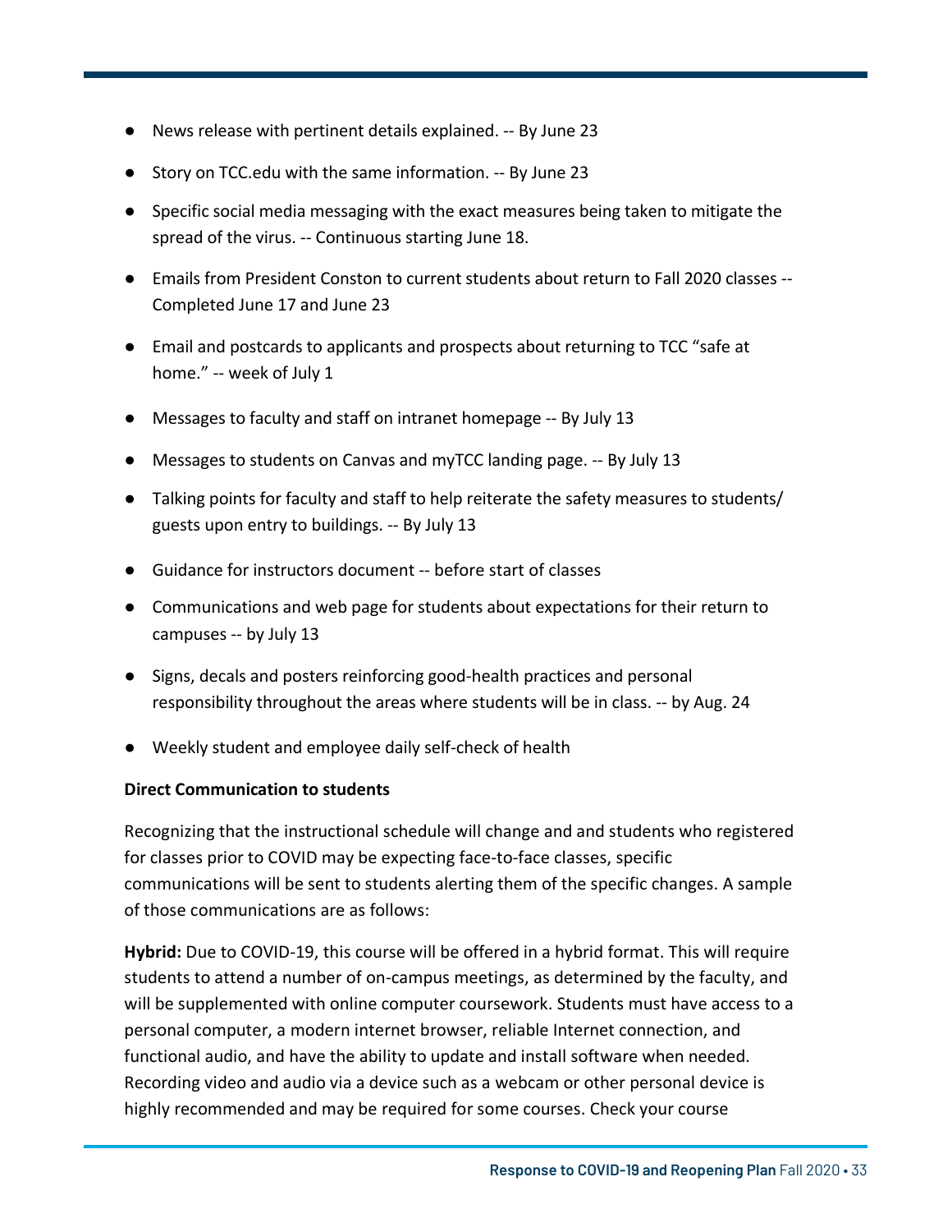- News release with pertinent details explained. -- By June 23
- Story on TCC.edu with the same information. -- By June 23
- Specific social media messaging with the exact measures being taken to mitigate the spread of the virus. -- Continuous starting June 18.
- Emails from President Conston to current students about return to Fall 2020 classes -- Completed June 17 and June 23
- Email and postcards to applicants and prospects about returning to TCC "safe at home." -- week of July 1
- Messages to faculty and staff on intranet homepage -- By July 13
- Messages to students on Canvas and myTCC landing page. -- By July 13
- Talking points for faculty and staff to help reiterate the safety measures to students/ guests upon entry to buildings. -- By July 13
- Guidance for instructors document -- before start of classes
- Communications and web page for students about expectations for their return to campuses -- by July 13
- Signs, decals and posters reinforcing good-health practices and personal responsibility throughout the areas where students will be in class. -- by Aug. 24
- Weekly student and employee daily self-check of health

**Direct Communication to students**

Recognizing that the instructional schedule will change and and students who registered for classes prior to COVID may be expecting face-to-face classes, specific communications will be sent to students alerting them of the specific changes. A sample of those communications are as follows:

**Hybrid:** Due to COVID-19, this course will be offered in a hybrid format. This will require students to attend a number of on-campus meetings, as determined by the faculty, and will be supplemented with online computer coursework. Students must have access to a personal computer, a modern internet browser, reliable Internet connection, and functional audio, and have the ability to update and install software when needed. Recording video and audio via a device such as a webcam or other personal device is highly recommended and may be required for some courses. Check your course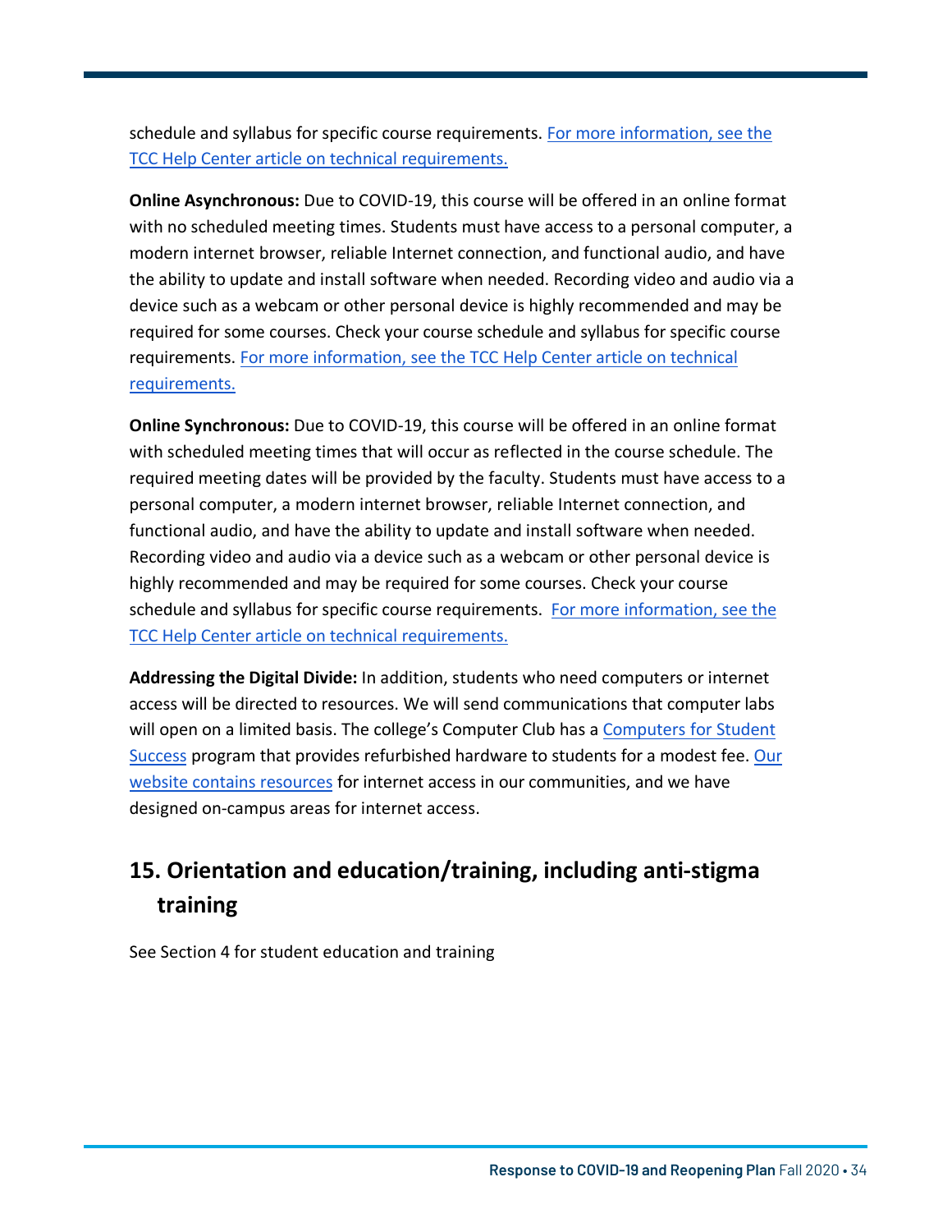schedule and syllabus for specific course requirements. [For more information, see the TCC Help Center article on technical requirements.]

**Online Asynchronous:** Due to COVID-19, this course will be offered in an online format with no scheduled meeting times. Students must have access to a personal computer, a modern internet browser, reliable Internet connection, and functional audio, and have the ability to update and install software when needed. Recording video and audio via a device such as a webcam or other personal device is highly recommended and may be required for some courses. Check your course schedule and syllabus for specific course requirements. [For more information, see the TCC Help Center article on technical requirements.]

**Online Synchronous:** Due to COVID-19, this course will be offered in an online format with scheduled meeting times that will occur as reflected in the course schedule. The required meeting dates will be provided by the faculty. Students must have access to a personal computer, a modern internet browser, reliable Internet connection, and functional audio, and have the ability to update and install software when needed. Recording video and audio via a device such as a webcam or other personal device is highly recommended and may be required for some courses. Check your course schedule and syllabus for specific course requirements. [For more information, see the TCC Help Center article on technical requirements.]

**Addressing the Digital Divide:** In addition, students who need computers or internet access will be directed to resources. We will send communications that computer labs will open on a limited basis. The college's Computer Club has a [Computers for Student Success] program that provides refurbished hardware to students for a modest fee. [Our website contains resources] for internet access in our communities, and we have designed on-campus areas for internet access.

## 15. Orientation and education/training, including anti-stigma training

See Section 4 for student education and training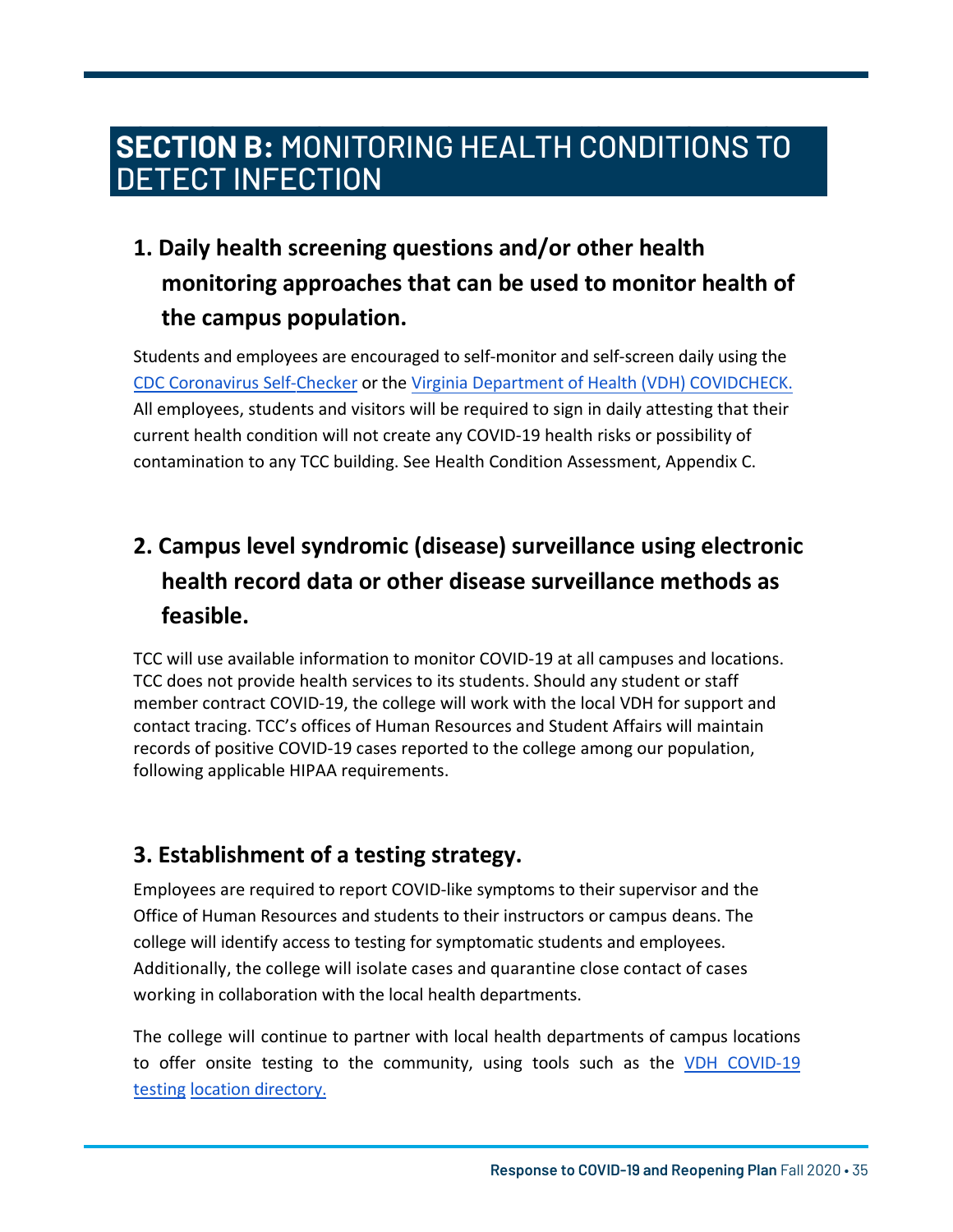# SECTION B: MONITORING HEALTH CONDITIONS TO DETECT INFECTION

## 1. Daily health screening questions and/or other health monitoring approaches that can be used to monitor health of the campus population.

Students and employees are encouraged to self-monitor and self-screen daily using the CDC Coronavirus Self-Checker or the Virginia Department of Health (VDH) COVIDCHECK. All employees, students and visitors will be required to sign in daily attesting that their current health condition will not create any COVID-19 health risks or possibility of contamination to any TCC building. See Health Condition Assessment, Appendix C.

## 2. Campus level syndromic (disease) surveillance using electronic health record data or other disease surveillance methods as feasible.

TCC will use available information to monitor COVID-19 at all campuses and locations. TCC does not provide health services to its students. Should any student or staff member contract COVID-19, the college will work with the local VDH for support and contact tracing. TCC's offices of Human Resources and Student Affairs will maintain records of positive COVID-19 cases reported to the college among our population, following applicable HIPAA requirements.

## 3. Establishment of a testing strategy.

Employees are required to report COVID-like symptoms to their supervisor and the Office of Human Resources and students to their instructors or campus deans. The college will identify access to testing for symptomatic students and employees. Additionally, the college will isolate cases and quarantine close contact of cases working in collaboration with the local health departments.

The college will continue to partner with local health departments of campus locations to offer onsite testing to the community, using tools such as the VDH COVID-19 testing location directory.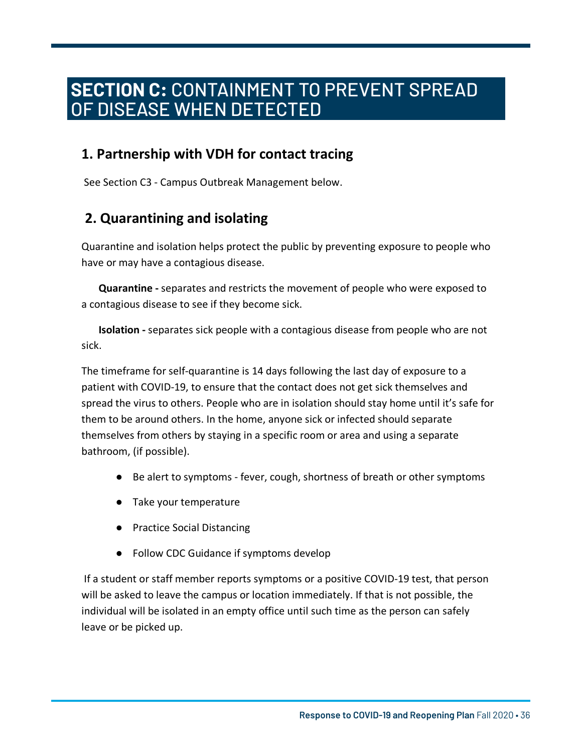# SECTION C: CONTAINMENT TO PREVENT SPREAD OF DISEASE WHEN DETECTED

## 1. Partnership with VDH for contact tracing

See Section C3 - Campus Outbreak Management below.

## 2. Quarantining and isolating

Quarantine and isolation helps protect the public by preventing exposure to people who have or may have a contagious disease.

**Quarantine -** separates and restricts the movement of people who were exposed to a contagious disease to see if they become sick.

**Isolation -** separates sick people with a contagious disease from people who are not sick.

The timeframe for self-quarantine is 14 days following the last day of exposure to a patient with COVID-19, to ensure that the contact does not get sick themselves and spread the virus to others. People who are in isolation should stay home until it's safe for them to be around others. In the home, anyone sick or infected should separate themselves from others by staying in a specific room or area and using a separate bathroom, (if possible).

- Be alert to symptoms - fever, cough, shortness of breath or other symptoms
- Take your temperature
- Practice Social Distancing
- Follow CDC Guidance if symptoms develop

If a student or staff member reports symptoms or a positive COVID-19 test, that person will be asked to leave the campus or location immediately. If that is not possible, the individual will be isolated in an empty office until such time as the person can safely leave or be picked up.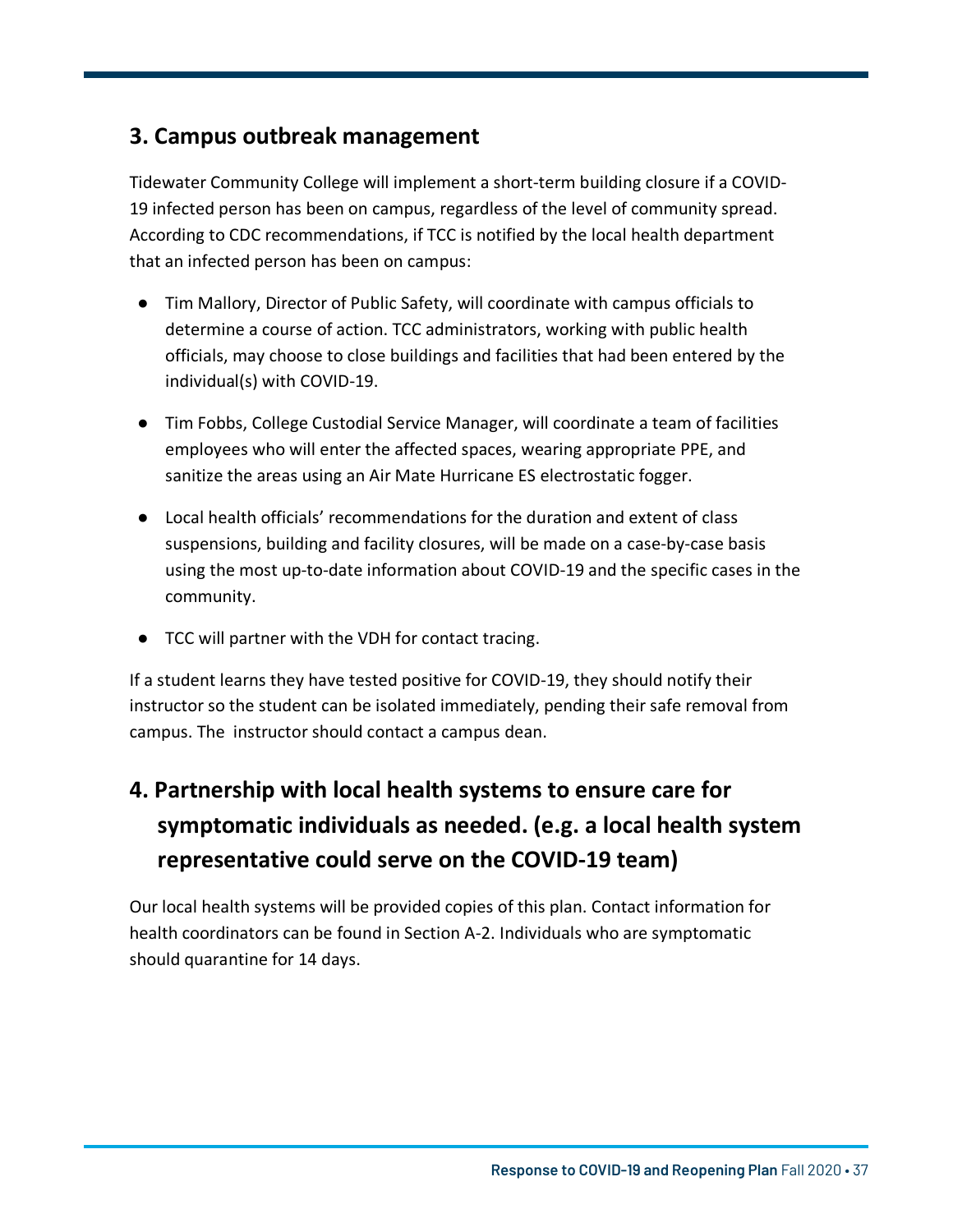## 3. Campus outbreak management

Tidewater Community College will implement a short-term building closure if a COVID-19 infected person has been on campus, regardless of the level of community spread. According to CDC recommendations, if TCC is notified by the local health department that an infected person has been on campus:

- Tim Mallory, Director of Public Safety, will coordinate with campus officials to determine a course of action. TCC administrators, working with public health officials, may choose to close buildings and facilities that had been entered by the individual(s) with COVID-19.
- Tim Fobbs, College Custodial Service Manager, will coordinate a team of facilities employees who will enter the affected spaces, wearing appropriate PPE, and sanitize the areas using an Air Mate Hurricane ES electrostatic fogger.
- Local health officials' recommendations for the duration and extent of class suspensions, building and facility closures, will be made on a case-by-case basis using the most up-to-date information about COVID-19 and the specific cases in the community.
- TCC will partner with the VDH for contact tracing.

If a student learns they have tested positive for COVID-19, they should notify their instructor so the student can be isolated immediately, pending their safe removal from campus. The instructor should contact a campus dean.

## 4. Partnership with local health systems to ensure care for symptomatic individuals as needed. (e.g. a local health system representative could serve on the COVID-19 team)

Our local health systems will be provided copies of this plan. Contact information for health coordinators can be found in Section A-2. Individuals who are symptomatic should quarantine for 14 days.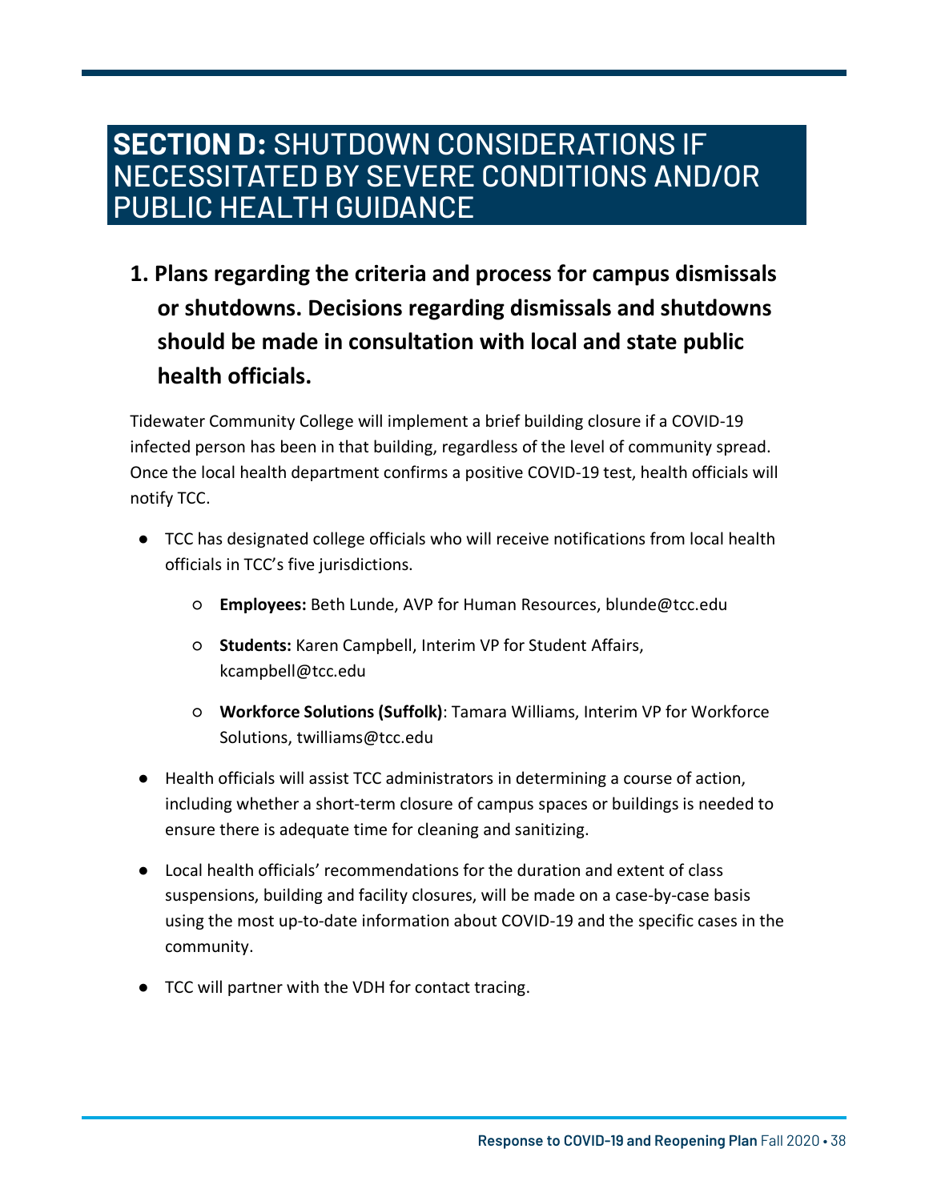# SECTION D: SHUTDOWN CONSIDERATIONS IF NECESSITATED BY SEVERE CONDITIONS AND/OR PUBLIC HEALTH GUIDANCE

## 1. Plans regarding the criteria and process for campus dismissals or shutdowns. Decisions regarding dismissals and shutdowns should be made in consultation with local and state public health officials.

Tidewater Community College will implement a brief building closure if a COVID-19 infected person has been in that building, regardless of the level of community spread. Once the local health department confirms a positive COVID-19 test, health officials will notify TCC.

- TCC has designated college officials who will receive notifications from local health officials in TCC's five jurisdictions.
  - **Employees:** Beth Lunde, AVP for Human Resources, blunde@tcc.edu
  - **Students:** Karen Campbell, Interim VP for Student Affairs, kcampbell@tcc.edu
  - **Workforce Solutions (Suffolk)**: Tamara Williams, Interim VP for Workforce Solutions, twilliams@tcc.edu
- Health officials will assist TCC administrators in determining a course of action, including whether a short-term closure of campus spaces or buildings is needed to ensure there is adequate time for cleaning and sanitizing.
- Local health officials' recommendations for the duration and extent of class suspensions, building and facility closures, will be made on a case-by-case basis using the most up-to-date information about COVID-19 and the specific cases in the community.
- TCC will partner with the VDH for contact tracing.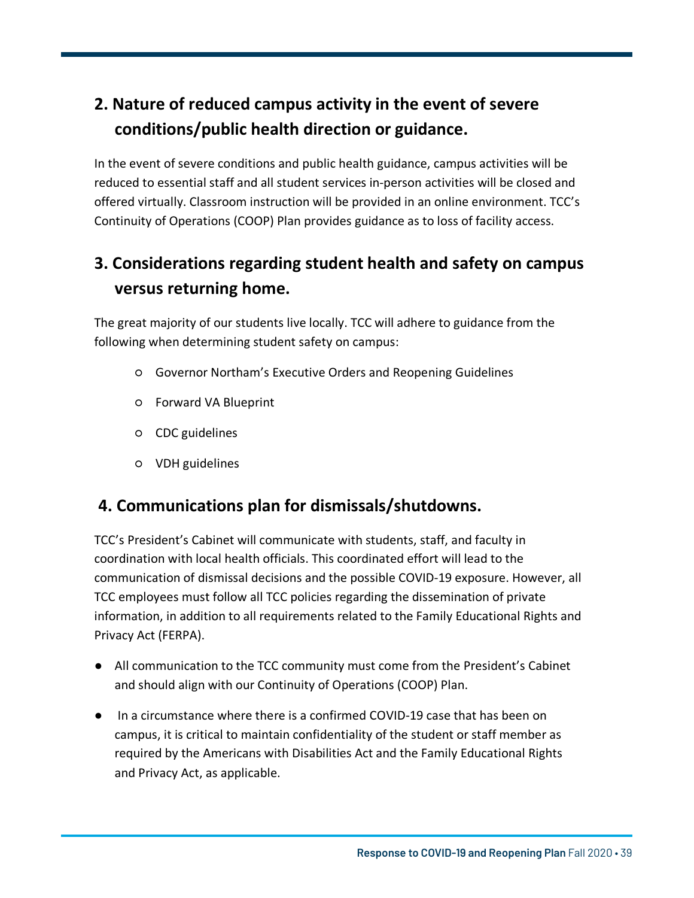## 2. Nature of reduced campus activity in the event of severe conditions/public health direction or guidance.

In the event of severe conditions and public health guidance, campus activities will be reduced to essential staff and all student services in-person activities will be closed and offered virtually. Classroom instruction will be provided in an online environment. TCC's Continuity of Operations (COOP) Plan provides guidance as to loss of facility access.

## 3. Considerations regarding student health and safety on campus versus returning home.

The great majority of our students live locally. TCC will adhere to guidance from the following when determining student safety on campus:

- Governor Northam's Executive Orders and Reopening Guidelines
- Forward VA Blueprint
- CDC guidelines
- VDH guidelines

## 4. Communications plan for dismissals/shutdowns.

TCC's President's Cabinet will communicate with students, staff, and faculty in coordination with local health officials. This coordinated effort will lead to the communication of dismissal decisions and the possible COVID-19 exposure. However, all TCC employees must follow all TCC policies regarding the dissemination of private information, in addition to all requirements related to the Family Educational Rights and Privacy Act (FERPA).

- All communication to the TCC community must come from the President's Cabinet and should align with our Continuity of Operations (COOP) Plan.
- In a circumstance where there is a confirmed COVID-19 case that has been on campus, it is critical to maintain confidentiality of the student or staff member as required by the Americans with Disabilities Act and the Family Educational Rights and Privacy Act, as applicable.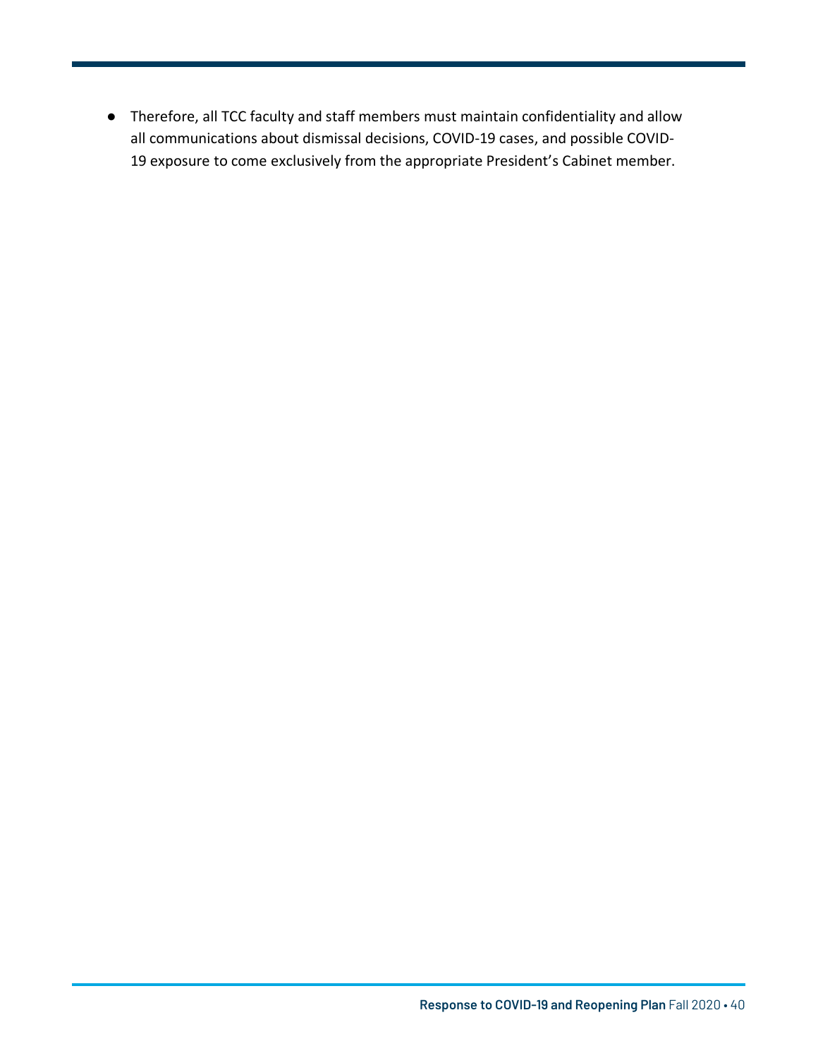- Therefore, all TCC faculty and staff members must maintain confidentiality and allow all communications about dismissal decisions, COVID-19 cases, and possible COVID-19 exposure to come exclusively from the appropriate President's Cabinet member.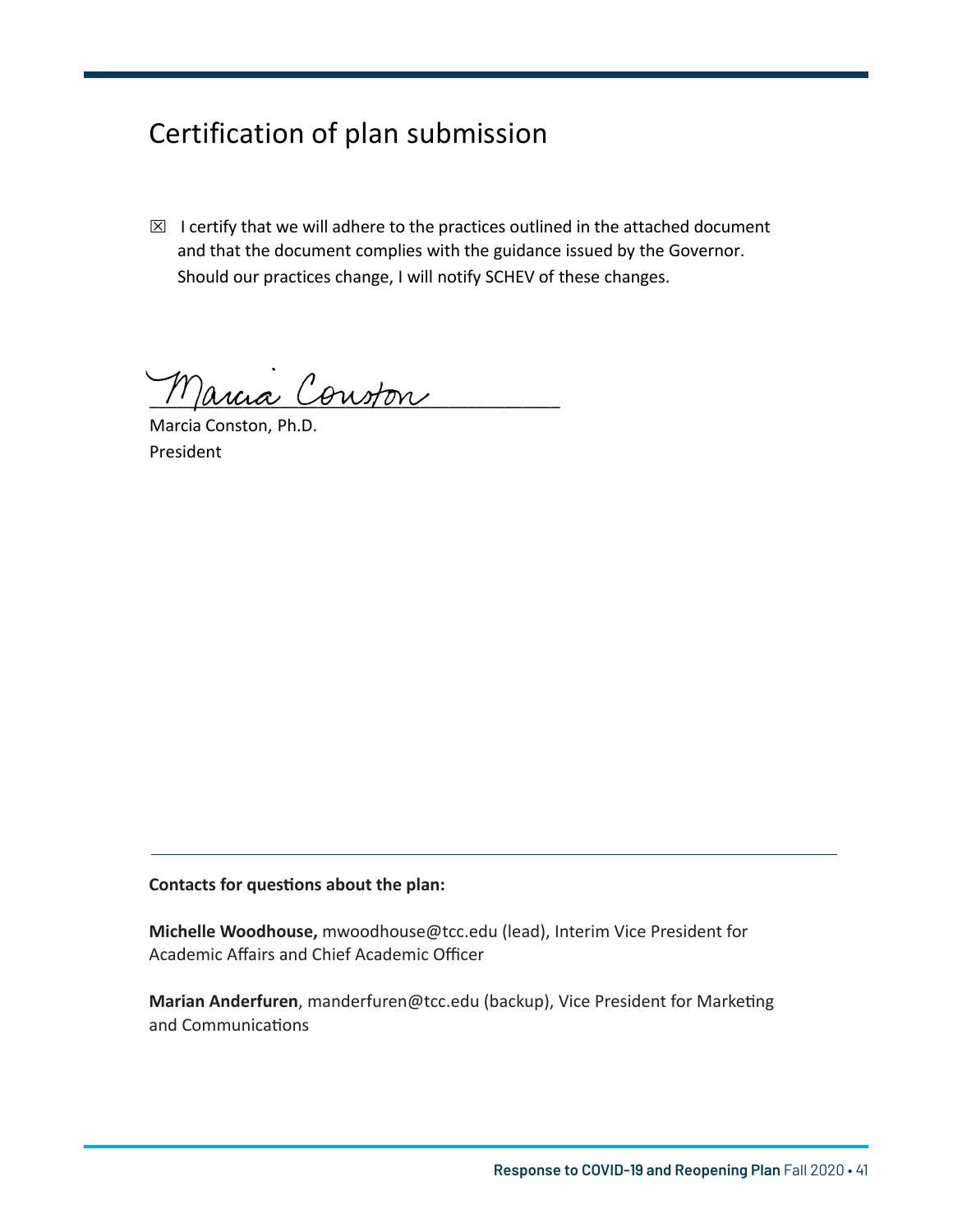# Certification of plan submission

☒ I certify that we will adhere to the practices outlined in the attached document and that the document complies with the guidance issued by the Governor. Should our practices change, I will notify SCHEV of these changes.

Marcia Conston

Marcia Conston, Ph.D.
President

**Contacts for questions about the plan:**

**Michelle Woodhouse,** mwoodhouse@tcc.edu (lead), Interim Vice President for Academic Affairs and Chief Academic Officer

**Marian Anderfuren**, manderfuren@tcc.edu (backup), Vice President for Marketing and Communications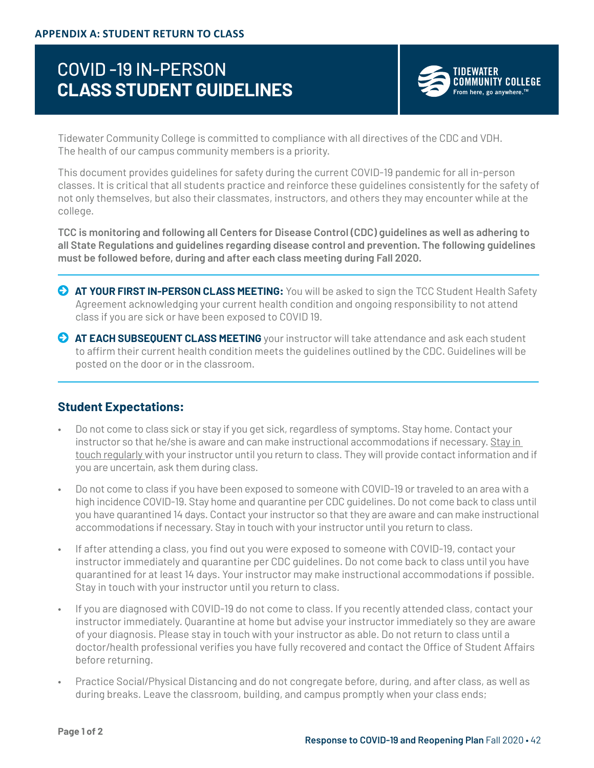**APPENDIX A: STUDENT RETURN TO CLASS**

# COVID -19 IN-PERSON **CLASS STUDENT GUIDELINES**

TIDEWATER COMMUNITY COLLEGE
From here, go anywhere.™

Tidewater Community College is committed to compliance with all directives of the CDC and VDH. The health of our campus community members is a priority.

This document provides guidelines for safety during the current COVID-19 pandemic for all in-person classes. It is critical that all students practice and reinforce these guidelines consistently for the safety of not only themselves, but also their classmates, instructors, and others they may encounter while at the college.

**TCC is monitoring and following all Centers for Disease Control (CDC) guidelines as well as adhering to all State Regulations and guidelines regarding disease control and prevention. The following guidelines must be followed before, during and after each class meeting during Fall 2020.**

- **AT YOUR FIRST IN-PERSON CLASS MEETING:** You will be asked to sign the TCC Student Health Safety Agreement acknowledging your current health condition and ongoing responsibility to not attend class if you are sick or have been exposed to COVID 19.
- **AT EACH SUBSEQUENT CLASS MEETING** your instructor will take attendance and ask each student to affirm their current health condition meets the guidelines outlined by the CDC. Guidelines will be posted on the door or in the classroom.

## Student Expectations:

- Do not come to class sick or stay if you get sick, regardless of symptoms. Stay home. Contact your instructor so that he/she is aware and can make instructional accommodations if necessary. Stay in touch regularly with your instructor until you return to class. They will provide contact information and if you are uncertain, ask them during class.
- Do not come to class if you have been exposed to someone with COVID-19 or traveled to an area with a high incidence COVID-19. Stay home and quarantine per CDC guidelines. Do not come back to class until you have quarantined 14 days. Contact your instructor so that they are aware and can make instructional accommodations if necessary. Stay in touch with your instructor until you return to class.
- If after attending a class, you find out you were exposed to someone with COVID-19, contact your instructor immediately and quarantine per CDC guidelines. Do not come back to class until you have quarantined for at least 14 days. Your instructor may make instructional accommodations if possible. Stay in touch with your instructor until you return to class.
- If you are diagnosed with COVID-19 do not come to class. If you recently attended class, contact your instructor immediately. Quarantine at home but advise your instructor immediately so they are aware of your diagnosis. Please stay in touch with your instructor as able. Do not return to class until a doctor/health professional verifies you have fully recovered and contact the Office of Student Affairs before returning.
- Practice Social/Physical Distancing and do not congregate before, during, and after class, as well as during breaks. Leave the classroom, building, and campus promptly when your class ends;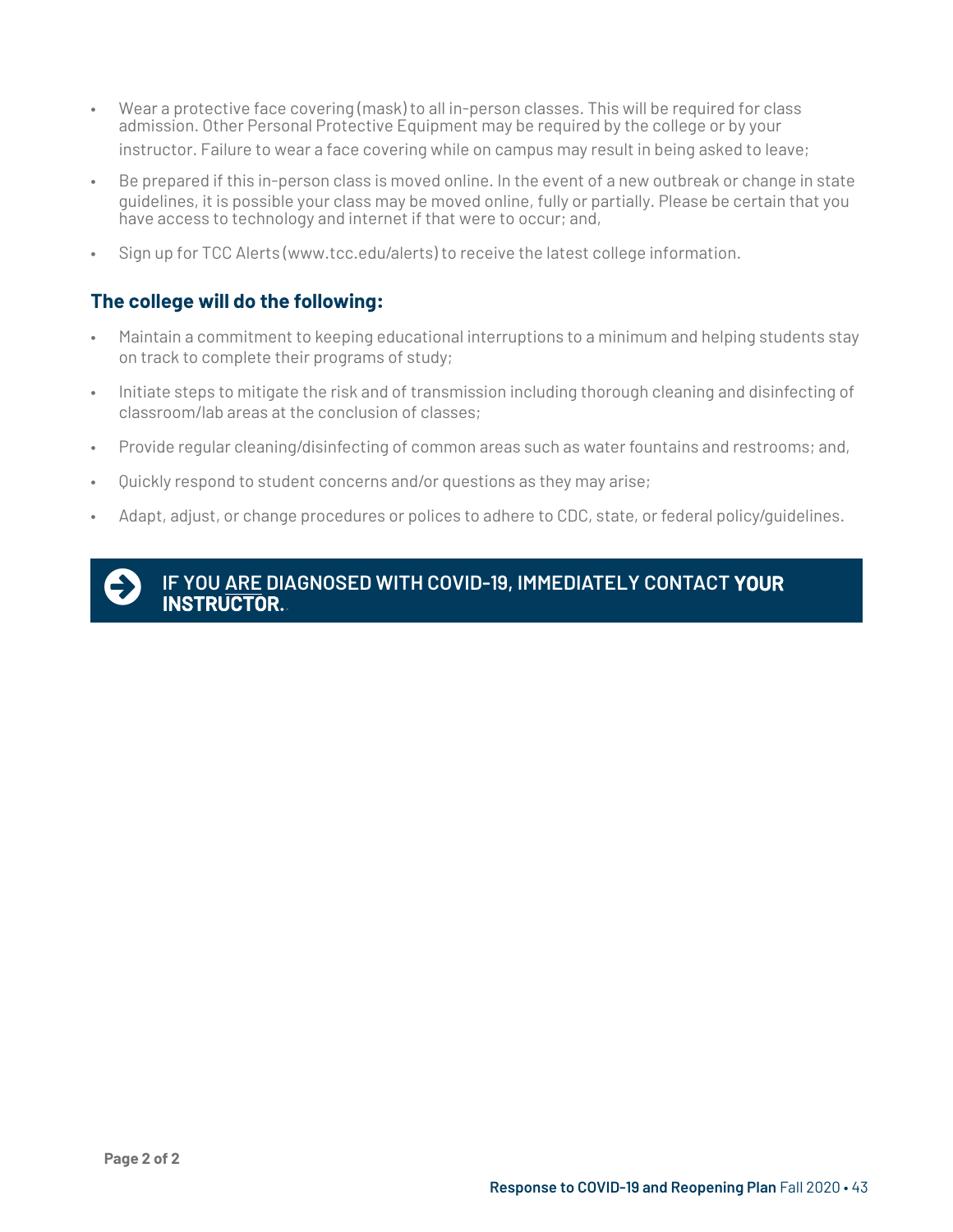- Wear a protective face covering (mask) to all in-person classes. This will be required for class admission. Other Personal Protective Equipment may be required by the college or by your instructor. Failure to wear a face covering while on campus may result in being asked to leave;
- Be prepared if this in-person class is moved online. In the event of a new outbreak or change in state guidelines, it is possible your class may be moved online, fully or partially. Please be certain that you have access to technology and internet if that were to occur; and,
- Sign up for TCC Alerts (www.tcc.edu/alerts) to receive the latest college information.

### The college will do the following:

- Maintain a commitment to keeping educational interruptions to a minimum and helping students stay on track to complete their programs of study;
- Initiate steps to mitigate the risk and of transmission including thorough cleaning and disinfecting of classroom/lab areas at the conclusion of classes;
- Provide regular cleaning/disinfecting of common areas such as water fountains and restrooms; and,
- Quickly respond to student concerns and/or questions as they may arise;
- Adapt, adjust, or change procedures or polices to adhere to CDC, state, or federal policy/guidelines.

**IF YOU ARE DIAGNOSED WITH COVID-19, IMMEDIATELY CONTACT YOUR INSTRUCTOR.**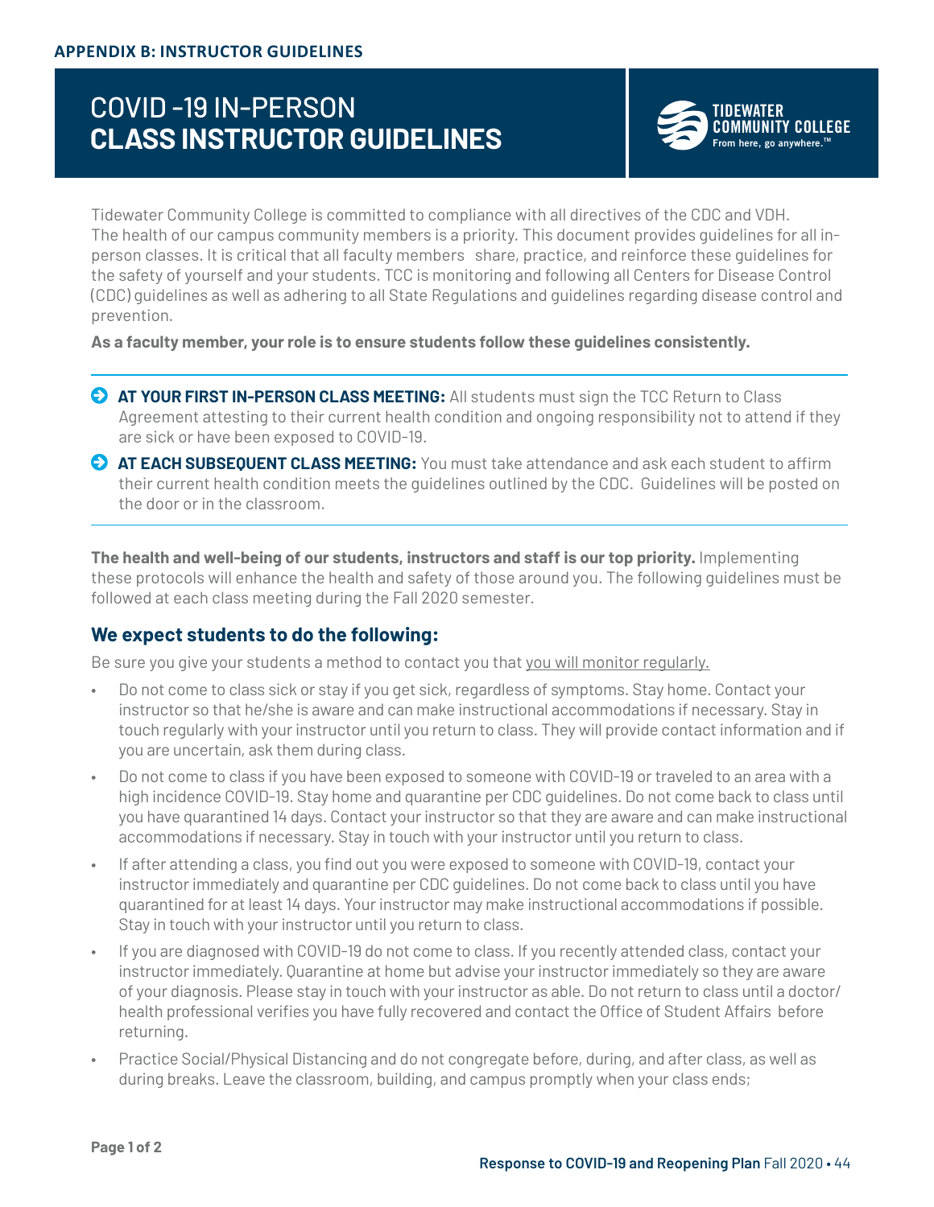APPENDIX B: INSTRUCTOR GUIDELINES

# COVID -19 IN-PERSON **CLASS INSTRUCTOR GUIDELINES**

TIDEWATER COMMUNITY COLLEGE
From here, go anywhere.™

Tidewater Community College is committed to compliance with all directives of the CDC and VDH. The health of our campus community members is a priority. This document provides guidelines for all in-person classes. It is critical that all faculty members share, practice, and reinforce these guidelines for the safety of yourself and your students. TCC is monitoring and following all Centers for Disease Control (CDC) guidelines as well as adhering to all State Regulations and guidelines regarding disease control and prevention.

**As a faculty member, your role is to ensure students follow these guidelines consistently.**

- **AT YOUR FIRST IN-PERSON CLASS MEETING:** All students must sign the TCC Return to Class Agreement attesting to their current health condition and ongoing responsibility not to attend if they are sick or have been exposed to COVID-19.
- **AT EACH SUBSEQUENT CLASS MEETING:** You must take attendance and ask each student to affirm their current health condition meets the guidelines outlined by the CDC. Guidelines will be posted on the door or in the classroom.

**The health and well-being of our students, instructors and staff is our top priority.** Implementing these protocols will enhance the health and safety of those around you. The following guidelines must be followed at each class meeting during the Fall 2020 semester.

## We expect students to do the following:

Be sure you give your students a method to contact you that you will monitor regularly.

- Do not come to class sick or stay if you get sick, regardless of symptoms. Stay home. Contact your instructor so that he/she is aware and can make instructional accommodations if necessary. Stay in touch regularly with your instructor until you return to class. They will provide contact information and if you are uncertain, ask them during class.
- Do not come to class if you have been exposed to someone with COVID-19 or traveled to an area with a high incidence COVID-19. Stay home and quarantine per CDC guidelines. Do not come back to class until you have quarantined 14 days. Contact your instructor so that they are aware and can make instructional accommodations if necessary. Stay in touch with your instructor until you return to class.
- If after attending a class, you find out you were exposed to someone with COVID-19, contact your instructor immediately and quarantine per CDC guidelines. Do not come back to class until you have quarantined for at least 14 days. Your instructor may make instructional accommodations if possible. Stay in touch with your instructor until you return to class.
- If you are diagnosed with COVID-19 do not come to class. If you recently attended class, contact your instructor immediately. Quarantine at home but advise your instructor immediately so they are aware of your diagnosis. Please stay in touch with your instructor as able. Do not return to class until a doctor/ health professional verifies you have fully recovered and contact the Office of Student Affairs before returning.
- Practice Social/Physical Distancing and do not congregate before, during, and after class, as well as during breaks. Leave the classroom, building, and campus promptly when your class ends;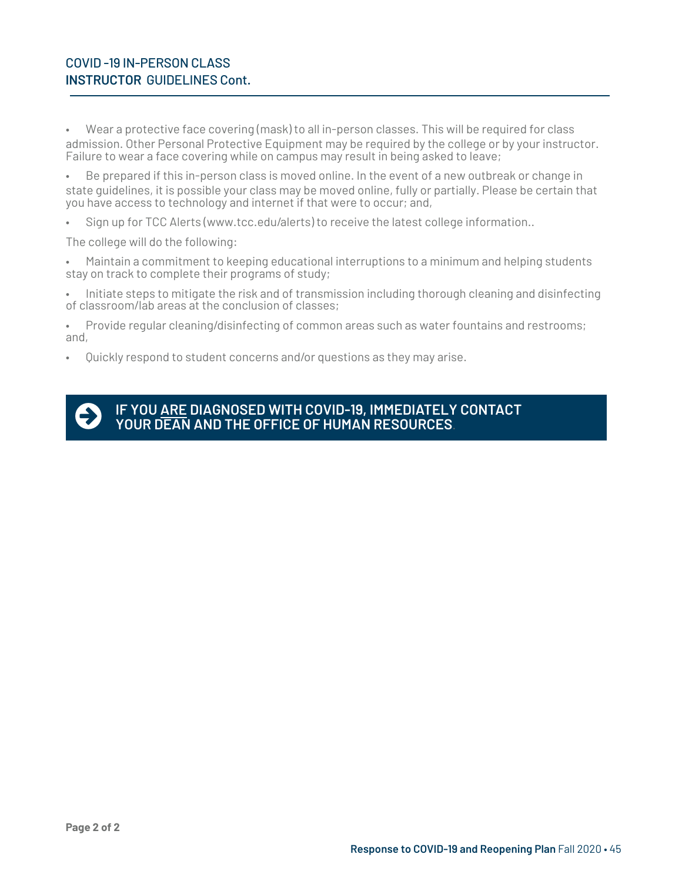## COVID -19 IN-PERSON CLASS **INSTRUCTOR** GUIDELINES Cont.

- Wear a protective face covering (mask) to all in-person classes. This will be required for class admission. Other Personal Protective Equipment may be required by the college or by your instructor. Failure to wear a face covering while on campus may result in being asked to leave;
- Be prepared if this in-person class is moved online. In the event of a new outbreak or change in state guidelines, it is possible your class may be moved online, fully or partially. Please be certain that you have access to technology and internet if that were to occur; and,
- Sign up for TCC Alerts (www.tcc.edu/alerts) to receive the latest college information..

The college will do the following:

- Maintain a commitment to keeping educational interruptions to a minimum and helping students stay on track to complete their programs of study;
- Initiate steps to mitigate the risk and of transmission including thorough cleaning and disinfecting of classroom/lab areas at the conclusion of classes;
- Provide regular cleaning/disinfecting of common areas such as water fountains and restrooms; and,
- Quickly respond to student concerns and/or questions as they may arise.

**IF YOU ARE DIAGNOSED WITH COVID-19, IMMEDIATELY CONTACT YOUR DEAN AND THE OFFICE OF HUMAN RESOURCES.**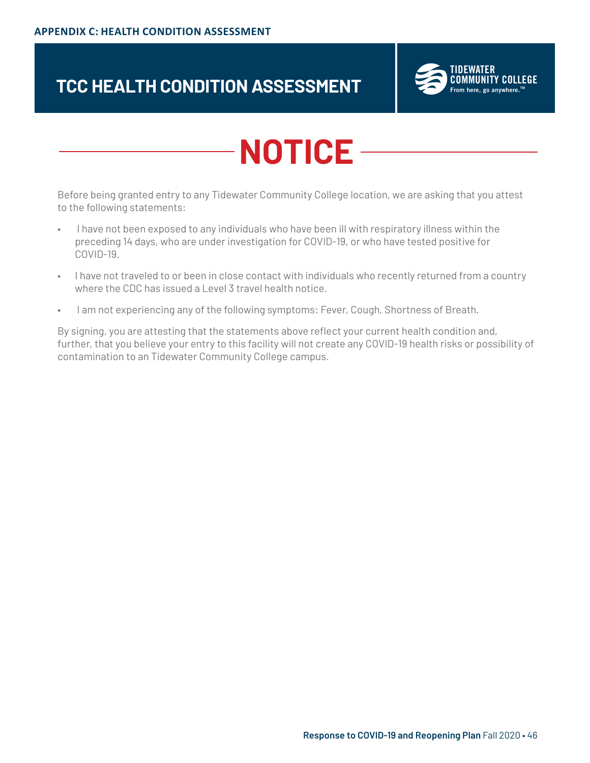## APPENDIX C: HEALTH CONDITION ASSESSMENT

# TCC HEALTH CONDITION ASSESSMENT

TIDEWATER COMMUNITY COLLEGE
From here, go anywhere.™

# NOTICE

Before being granted entry to any Tidewater Community College location, we are asking that you attest to the following statements:

- I have not been exposed to any individuals who have been ill with respiratory illness within the preceding 14 days, who are under investigation for COVID-19, or who have tested positive for COVID-19.
- I have not traveled to or been in close contact with individuals who recently returned from a country where the CDC has issued a Level 3 travel health notice.
- I am not experiencing any of the following symptoms: Fever, Cough, Shortness of Breath.

By signing, you are attesting that the statements above reflect your current health condition and, further, that you believe your entry to this facility will not create any COVID-19 health risks or possibility of contamination to an Tidewater Community College campus.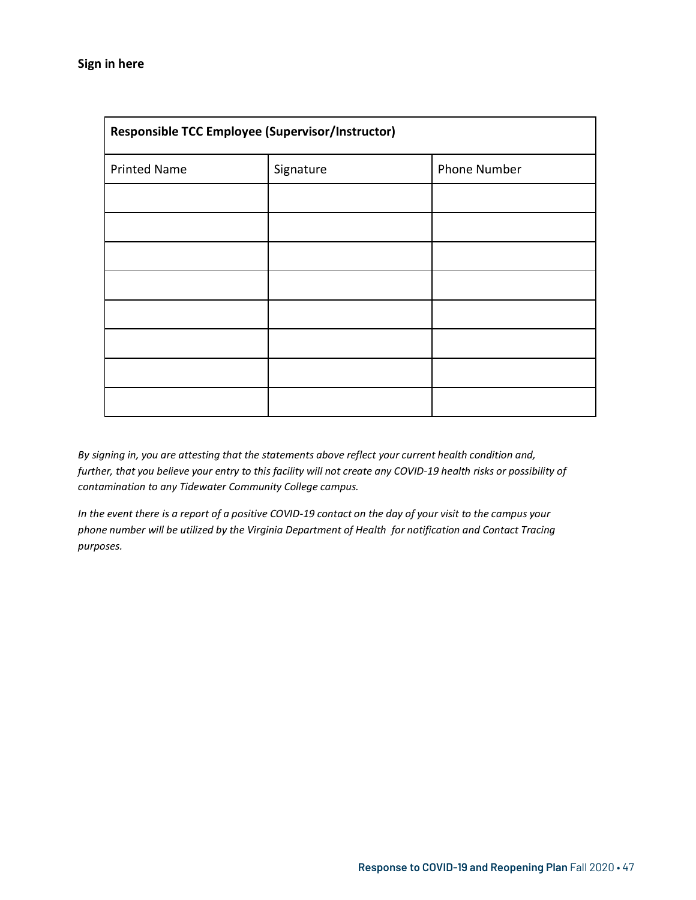**Sign in here**

| Responsible TCC Employee (Supervisor/Instructor) | | |
|---|---|---|
| Printed Name | Signature | Phone Number |
| | | |
| | | |
| | | |
| | | |
| | | |
| | | |
| | | |
| | | |

*By signing in, you are attesting that the statements above reflect your current health condition and, further, that you believe your entry to this facility will not create any COVID-19 health risks or possibility of contamination to any Tidewater Community College campus.*

*In the event there is a report of a positive COVID-19 contact on the day of your visit to the campus your phone number will be utilized by the Virginia Department of Health for notification and Contact Tracing purposes.*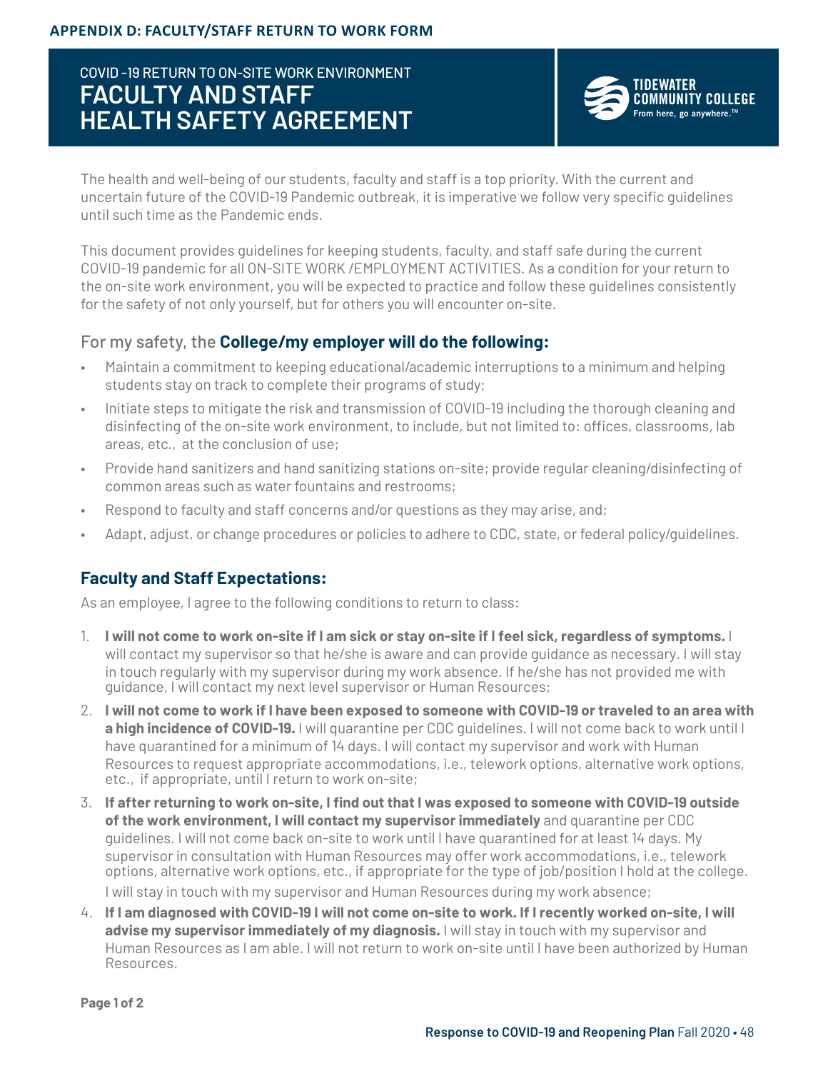## APPENDIX D: FACULTY/STAFF RETURN TO WORK FORM

COVID -19 RETURN TO ON-SITE WORK ENVIRONMENT

# FACULTY AND STAFF HEALTH SAFETY AGREEMENT

TIDEWATER COMMUNITY COLLEGE
From here, go anywhere.™

The health and well-being of our students, faculty and staff is a top priority. With the current and uncertain future of the COVID-19 Pandemic outbreak, it is imperative we follow very specific guidelines until such time as the Pandemic ends.

This document provides guidelines for keeping students, faculty, and staff safe during the current COVID-19 pandemic for all ON-SITE WORK /EMPLOYMENT ACTIVITIES. As a condition for your return to the on-site work environment, you will be expected to practice and follow these guidelines consistently for the safety of not only yourself, but for others you will encounter on-site.

### For my safety, the **College/my employer will do the following:**

- Maintain a commitment to keeping educational/academic interruptions to a minimum and helping students stay on track to complete their programs of study;
- Initiate steps to mitigate the risk and transmission of COVID-19 including the thorough cleaning and disinfecting of the on-site work environment, to include, but not limited to: offices, classrooms, lab areas, etc., at the conclusion of use;
- Provide hand sanitizers and hand sanitizing stations on-site; provide regular cleaning/disinfecting of common areas such as water fountains and restrooms;
- Respond to faculty and staff concerns and/or questions as they may arise, and;
- Adapt, adjust, or change procedures or policies to adhere to CDC, state, or federal policy/guidelines.

### Faculty and Staff Expectations:

As an employee, I agree to the following conditions to return to class:

1. **I will not come to work on-site if I am sick or stay on-site if I feel sick, regardless of symptoms.** I will contact my supervisor so that he/she is aware and can provide guidance as necessary. I will stay in touch regularly with my supervisor during my work absence. If he/she has not provided me with guidance, I will contact my next level supervisor or Human Resources;
2. **I will not come to work if I have been exposed to someone with COVID-19 or traveled to an area with a high incidence of COVID-19.** I will quarantine per CDC guidelines. I will not come back to work until I have quarantined for a minimum of 14 days. I will contact my supervisor and work with Human Resources to request appropriate accommodations, i.e., telework options, alternative work options, etc., if appropriate, until I return to work on-site;
3. **If after returning to work on-site, I find out that I was exposed to someone with COVID-19 outside of the work environment, I will contact my supervisor immediately** and quarantine per CDC guidelines. I will not come back on-site to work until I have quarantined for at least 14 days. My supervisor in consultation with Human Resources may offer work accommodations, i.e., telework options, alternative work options, etc., if appropriate for the type of job/position I hold at the college. I will stay in touch with my supervisor and Human Resources during my work absence;
4. **If I am diagnosed with COVID-19 I will not come on-site to work. If I recently worked on-site, I will advise my supervisor immediately of my diagnosis.** I will stay in touch with my supervisor and Human Resources as I am able. I will not return to work on-site until I have been authorized by Human Resources.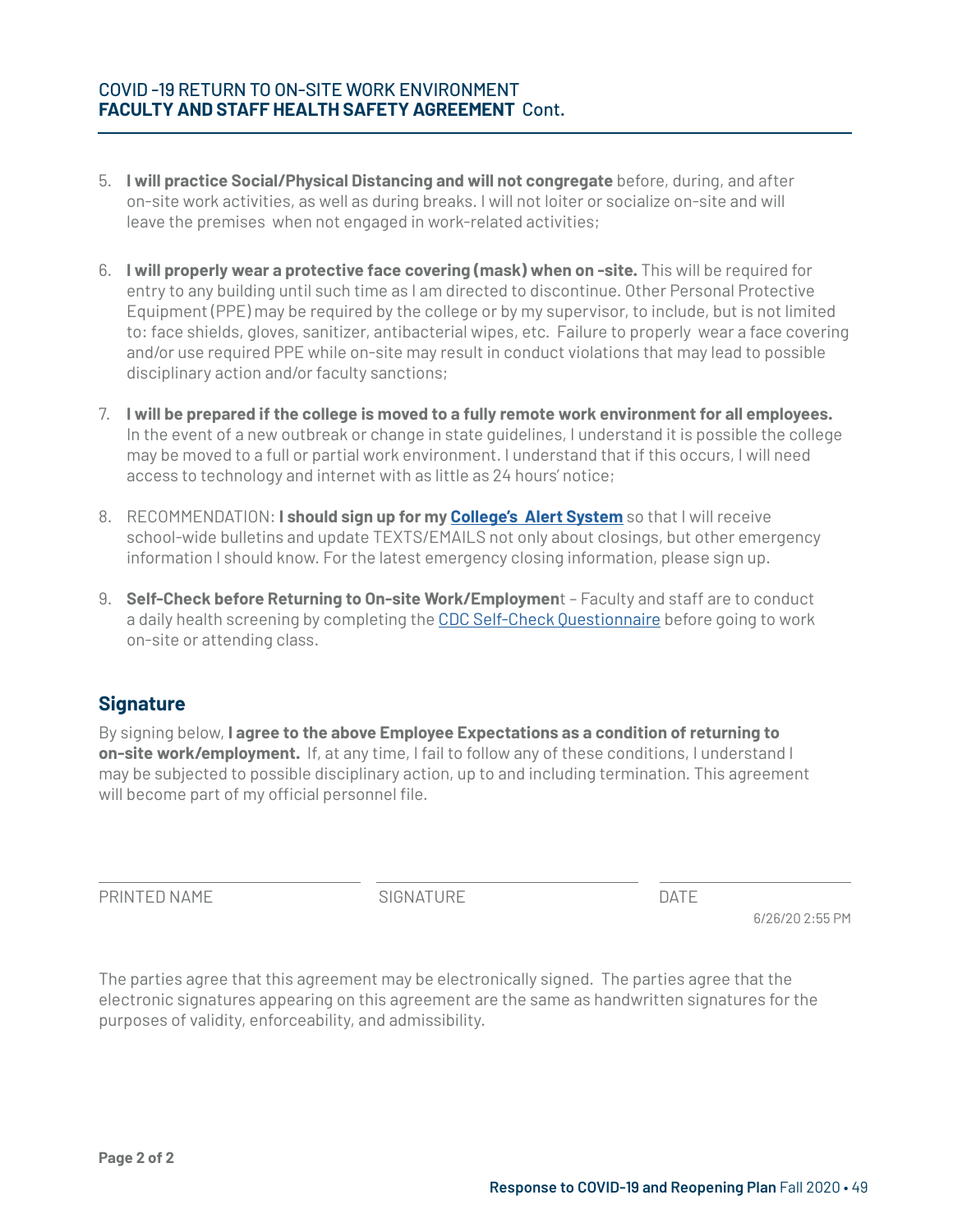COVID -19 RETURN TO ON-SITE WORK ENVIRONMENT
**FACULTY AND STAFF HEALTH SAFETY AGREEMENT** Cont.

5. **I will practice Social/Physical Distancing and will not congregate** before, during, and after on-site work activities, as well as during breaks. I will not loiter or socialize on-site and will leave the premises when not engaged in work-related activities;

6. **I will properly wear a protective face covering (mask) when on -site.** This will be required for entry to any building until such time as I am directed to discontinue. Other Personal Protective Equipment (PPE) may be required by the college or by my supervisor, to include, but is not limited to: face shields, gloves, sanitizer, antibacterial wipes, etc. Failure to properly wear a face covering and/or use required PPE while on-site may result in conduct violations that may lead to possible disciplinary action and/or faculty sanctions;

7. **I will be prepared if the college is moved to a fully remote work environment for all employees.** In the event of a new outbreak or change in state guidelines, I understand it is possible the college may be moved to a full or partial work environment. I understand that if this occurs, I will need access to technology and internet with as little as 24 hours' notice;

8. RECOMMENDATION: **I should sign up for my College's Alert System** so that I will receive school-wide bulletins and update TEXTS/EMAILS not only about closings, but other emergency information I should know. For the latest emergency closing information, please sign up.

9. **Self-Check before Returning to On-site Work/Employment** – Faculty and staff are to conduct a daily health screening by completing the CDC Self-Check Questionnaire before going to work on-site or attending class.

## Signature

By signing below, **I agree to the above Employee Expectations as a condition of returning to on-site work/employment.** If, at any time, I fail to follow any of these conditions, I understand I may be subjected to possible disciplinary action, up to and including termination. This agreement will become part of my official personnel file.

PRINTED NAME ______________ SIGNATURE ______________ DATE ______________

6/26/20 2:55 PM

The parties agree that this agreement may be electronically signed. The parties agree that the electronic signatures appearing on this agreement are the same as handwritten signatures for the purposes of validity, enforceability, and admissibility.